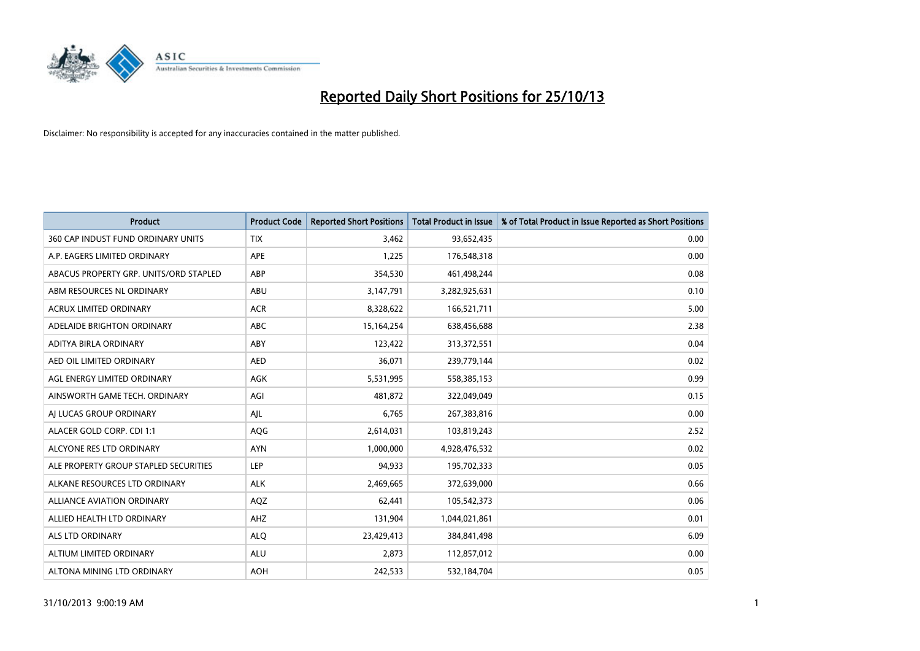# Reported Daily Short Positions for 25/10/13

Disclaimer: No responsibility is accepted for any inaccuracies contained in the matter published.

| Product | Product Code | Reported Short Positions | Total Product in Issue | % of Total Product in Issue Reported as Short Positions |
| --- | --- | --- | --- | --- |
| 360 CAP INDUST FUND ORDINARY UNITS | TIX | 3,462 | 93,652,435 | 0.00 |
| A.P. EAGERS LIMITED ORDINARY | APE | 1,225 | 176,548,318 | 0.00 |
| ABACUS PROPERTY GRP. UNITS/ORD STAPLED | ABP | 354,530 | 461,498,244 | 0.08 |
| ABM RESOURCES NL ORDINARY | ABU | 3,147,791 | 3,282,925,631 | 0.10 |
| ACRUX LIMITED ORDINARY | ACR | 8,328,622 | 166,521,711 | 5.00 |
| ADELAIDE BRIGHTON ORDINARY | ABC | 15,164,254 | 638,456,688 | 2.38 |
| ADITYA BIRLA ORDINARY | ABY | 123,422 | 313,372,551 | 0.04 |
| AED OIL LIMITED ORDINARY | AED | 36,071 | 239,779,144 | 0.02 |
| AGL ENERGY LIMITED ORDINARY | AGK | 5,531,995 | 558,385,153 | 0.99 |
| AINSWORTH GAME TECH. ORDINARY | AGI | 481,872 | 322,049,049 | 0.15 |
| AJ LUCAS GROUP ORDINARY | AJL | 6,765 | 267,383,816 | 0.00 |
| ALACER GOLD CORP. CDI 1:1 | AQG | 2,614,031 | 103,819,243 | 2.52 |
| ALCYONE RES LTD ORDINARY | AYN | 1,000,000 | 4,928,476,532 | 0.02 |
| ALE PROPERTY GROUP STAPLED SECURITIES | LEP | 94,933 | 195,702,333 | 0.05 |
| ALKANE RESOURCES LTD ORDINARY | ALK | 2,469,665 | 372,639,000 | 0.66 |
| ALLIANCE AVIATION ORDINARY | AQZ | 62,441 | 105,542,373 | 0.06 |
| ALLIED HEALTH LTD ORDINARY | AHZ | 131,904 | 1,044,021,861 | 0.01 |
| ALS LTD ORDINARY | ALQ | 23,429,413 | 384,841,498 | 6.09 |
| ALTIUM LIMITED ORDINARY | ALU | 2,873 | 112,857,012 | 0.00 |
| ALTONA MINING LTD ORDINARY | AOH | 242,533 | 532,184,704 | 0.05 |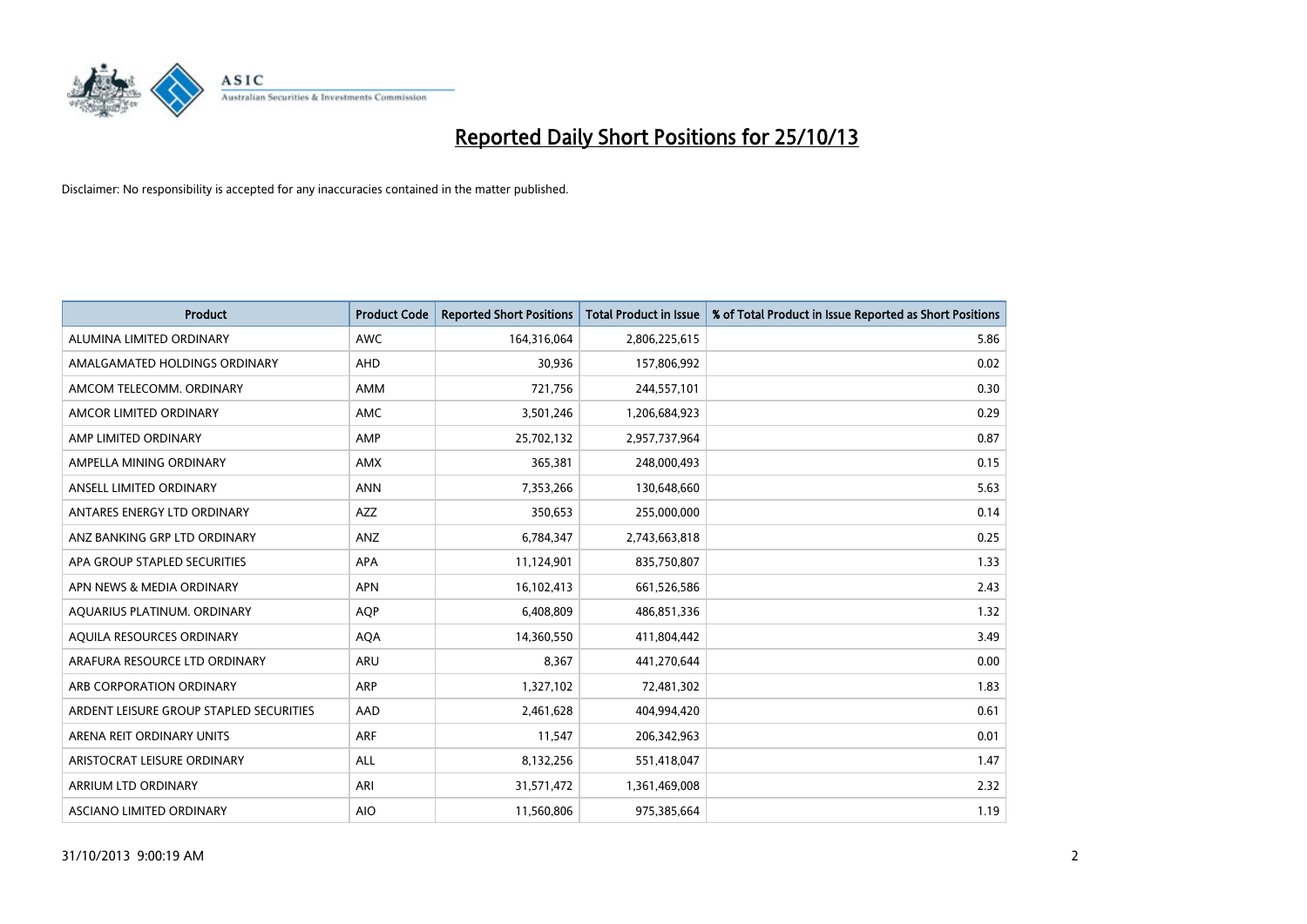# Reported Daily Short Positions for 25/10/13

Disclaimer: No responsibility is accepted for any inaccuracies contained in the matter published.

| Product | Product Code | Reported Short Positions | Total Product in Issue | % of Total Product in Issue Reported as Short Positions |
| --- | --- | --- | --- | --- |
| ALUMINA LIMITED ORDINARY | AWC | 164,316,064 | 2,806,225,615 | 5.86 |
| AMALGAMATED HOLDINGS ORDINARY | AHD | 30,936 | 157,806,992 | 0.02 |
| AMCOM TELECOMM. ORDINARY | AMM | 721,756 | 244,557,101 | 0.30 |
| AMCOR LIMITED ORDINARY | AMC | 3,501,246 | 1,206,684,923 | 0.29 |
| AMP LIMITED ORDINARY | AMP | 25,702,132 | 2,957,737,964 | 0.87 |
| AMPELLA MINING ORDINARY | AMX | 365,381 | 248,000,493 | 0.15 |
| ANSELL LIMITED ORDINARY | ANN | 7,353,266 | 130,648,660 | 5.63 |
| ANTARES ENERGY LTD ORDINARY | AZZ | 350,653 | 255,000,000 | 0.14 |
| ANZ BANKING GRP LTD ORDINARY | ANZ | 6,784,347 | 2,743,663,818 | 0.25 |
| APA GROUP STAPLED SECURITIES | APA | 11,124,901 | 835,750,807 | 1.33 |
| APN NEWS & MEDIA ORDINARY | APN | 16,102,413 | 661,526,586 | 2.43 |
| AQUARIUS PLATINUM. ORDINARY | AQP | 6,408,809 | 486,851,336 | 1.32 |
| AQUILA RESOURCES ORDINARY | AQA | 14,360,550 | 411,804,442 | 3.49 |
| ARAFURA RESOURCE LTD ORDINARY | ARU | 8,367 | 441,270,644 | 0.00 |
| ARB CORPORATION ORDINARY | ARP | 1,327,102 | 72,481,302 | 1.83 |
| ARDENT LEISURE GROUP STAPLED SECURITIES | AAD | 2,461,628 | 404,994,420 | 0.61 |
| ARENA REIT ORDINARY UNITS | ARF | 11,547 | 206,342,963 | 0.01 |
| ARISTOCRAT LEISURE ORDINARY | ALL | 8,132,256 | 551,418,047 | 1.47 |
| ARRIUM LTD ORDINARY | ARI | 31,571,472 | 1,361,469,008 | 2.32 |
| ASCIANO LIMITED ORDINARY | AIO | 11,560,806 | 975,385,664 | 1.19 |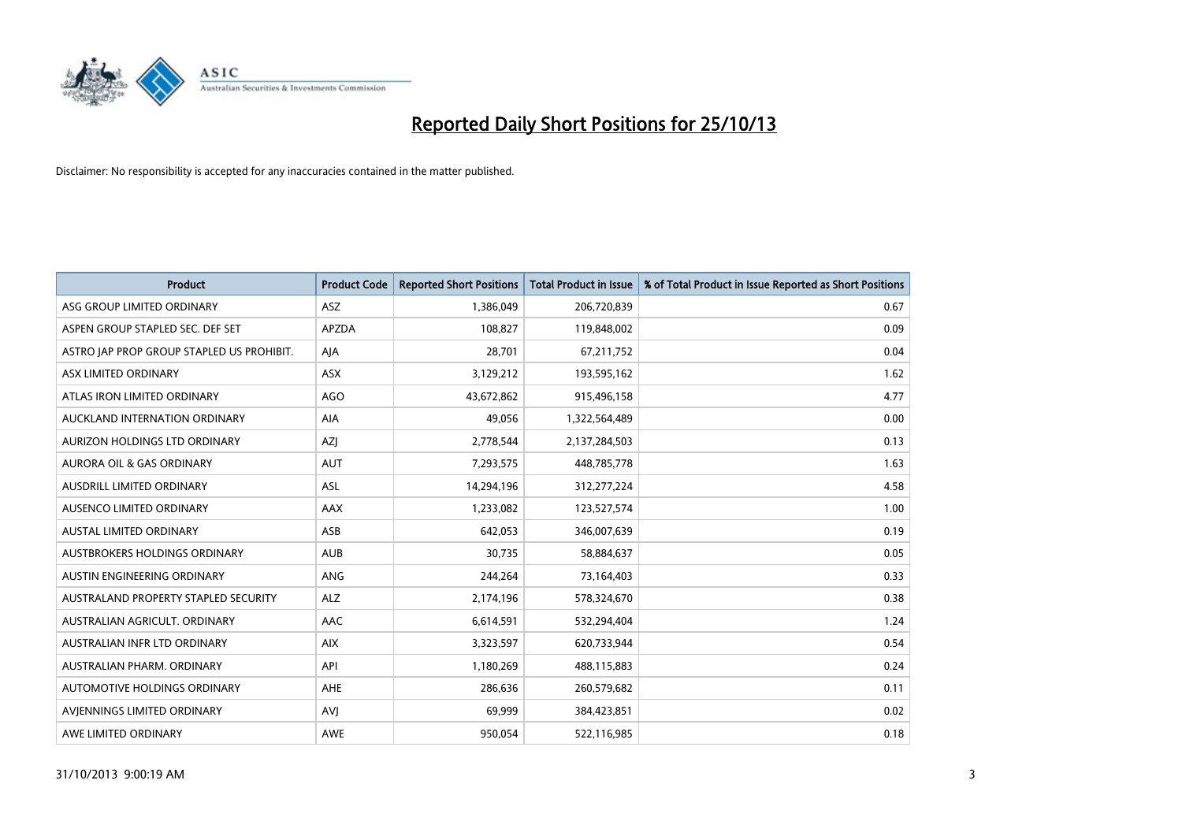# Reported Daily Short Positions for 25/10/13

Disclaimer: No responsibility is accepted for any inaccuracies contained in the matter published.

| Product | Product Code | Reported Short Positions | Total Product in Issue | % of Total Product in Issue Reported as Short Positions |
|---|---|---|---|---|
| ASG GROUP LIMITED ORDINARY | ASZ | 1,386,049 | 206,720,839 | 0.67 |
| ASPEN GROUP STAPLED SEC. DEF SET | APZDA | 108,827 | 119,848,002 | 0.09 |
| ASTRO JAP PROP GROUP STAPLED US PROHIBIT. | AJA | 28,701 | 67,211,752 | 0.04 |
| ASX LIMITED ORDINARY | ASX | 3,129,212 | 193,595,162 | 1.62 |
| ATLAS IRON LIMITED ORDINARY | AGO | 43,672,862 | 915,496,158 | 4.77 |
| AUCKLAND INTERNATION ORDINARY | AIA | 49,056 | 1,322,564,489 | 0.00 |
| AURIZON HOLDINGS LTD ORDINARY | AZJ | 2,778,544 | 2,137,284,503 | 0.13 |
| AURORA OIL & GAS ORDINARY | AUT | 7,293,575 | 448,785,778 | 1.63 |
| AUSDRILL LIMITED ORDINARY | ASL | 14,294,196 | 312,277,224 | 4.58 |
| AUSENCO LIMITED ORDINARY | AAX | 1,233,082 | 123,527,574 | 1.00 |
| AUSTAL LIMITED ORDINARY | ASB | 642,053 | 346,007,639 | 0.19 |
| AUSTBROKERS HOLDINGS ORDINARY | AUB | 30,735 | 58,884,637 | 0.05 |
| AUSTIN ENGINEERING ORDINARY | ANG | 244,264 | 73,164,403 | 0.33 |
| AUSTRALAND PROPERTY STAPLED SECURITY | ALZ | 2,174,196 | 578,324,670 | 0.38 |
| AUSTRALIAN AGRICULT. ORDINARY | AAC | 6,614,591 | 532,294,404 | 1.24 |
| AUSTRALIAN INFR LTD ORDINARY | AIX | 3,323,597 | 620,733,944 | 0.54 |
| AUSTRALIAN PHARM. ORDINARY | API | 1,180,269 | 488,115,883 | 0.24 |
| AUTOMOTIVE HOLDINGS ORDINARY | AHE | 286,636 | 260,579,682 | 0.11 |
| AVJENNINGS LIMITED ORDINARY | AVJ | 69,999 | 384,423,851 | 0.02 |
| AWE LIMITED ORDINARY | AWE | 950,054 | 522,116,985 | 0.18 |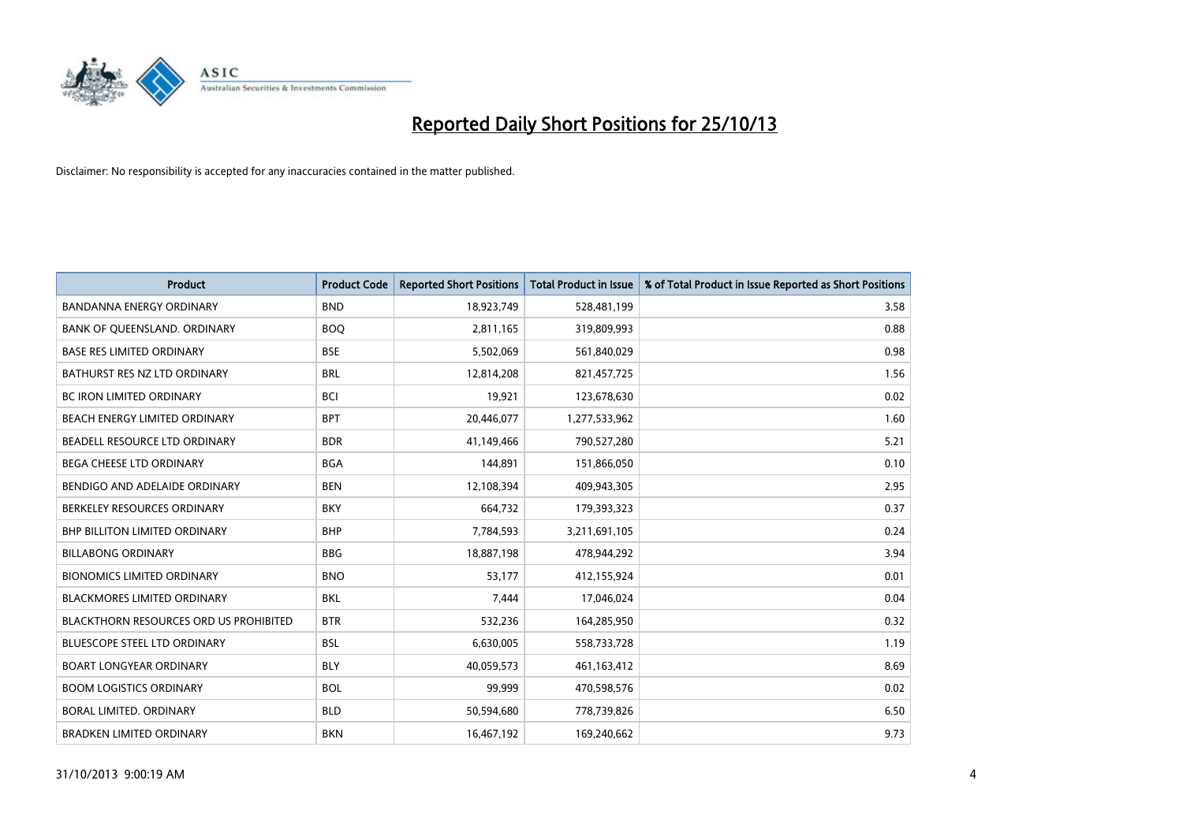# Reported Daily Short Positions for 25/10/13

Disclaimer: No responsibility is accepted for any inaccuracies contained in the matter published.

| Product | Product Code | Reported Short Positions | Total Product in Issue | % of Total Product in Issue Reported as Short Positions |
|---|---|---|---|---|
| BANDANNA ENERGY ORDINARY | BND | 18,923,749 | 528,481,199 | 3.58 |
| BANK OF QUEENSLAND. ORDINARY | BOQ | 2,811,165 | 319,809,993 | 0.88 |
| BASE RES LIMITED ORDINARY | BSE | 5,502,069 | 561,840,029 | 0.98 |
| BATHURST RES NZ LTD ORDINARY | BRL | 12,814,208 | 821,457,725 | 1.56 |
| BC IRON LIMITED ORDINARY | BCI | 19,921 | 123,678,630 | 0.02 |
| BEACH ENERGY LIMITED ORDINARY | BPT | 20,446,077 | 1,277,533,962 | 1.60 |
| BEADELL RESOURCE LTD ORDINARY | BDR | 41,149,466 | 790,527,280 | 5.21 |
| BEGA CHEESE LTD ORDINARY | BGA | 144,891 | 151,866,050 | 0.10 |
| BENDIGO AND ADELAIDE ORDINARY | BEN | 12,108,394 | 409,943,305 | 2.95 |
| BERKELEY RESOURCES ORDINARY | BKY | 664,732 | 179,393,323 | 0.37 |
| BHP BILLITON LIMITED ORDINARY | BHP | 7,784,593 | 3,211,691,105 | 0.24 |
| BILLABONG ORDINARY | BBG | 18,887,198 | 478,944,292 | 3.94 |
| BIONOMICS LIMITED ORDINARY | BNO | 53,177 | 412,155,924 | 0.01 |
| BLACKMORES LIMITED ORDINARY | BKL | 7,444 | 17,046,024 | 0.04 |
| BLACKTHORN RESOURCES ORD US PROHIBITED | BTR | 532,236 | 164,285,950 | 0.32 |
| BLUESCOPE STEEL LTD ORDINARY | BSL | 6,630,005 | 558,733,728 | 1.19 |
| BOART LONGYEAR ORDINARY | BLY | 40,059,573 | 461,163,412 | 8.69 |
| BOOM LOGISTICS ORDINARY | BOL | 99,999 | 470,598,576 | 0.02 |
| BORAL LIMITED. ORDINARY | BLD | 50,594,680 | 778,739,826 | 6.50 |
| BRADKEN LIMITED ORDINARY | BKN | 16,467,192 | 169,240,662 | 9.73 |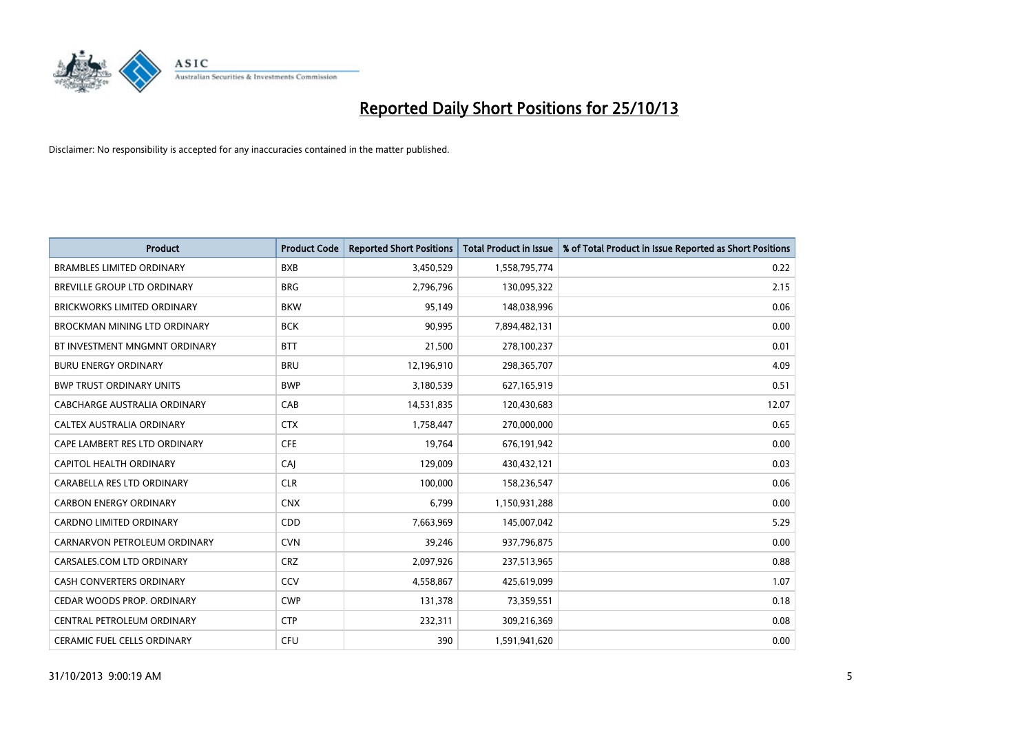# Reported Daily Short Positions for 25/10/13

Disclaimer: No responsibility is accepted for any inaccuracies contained in the matter published.

| Product | Product Code | Reported Short Positions | Total Product in Issue | % of Total Product in Issue Reported as Short Positions |
| --- | --- | --- | --- | --- |
| BRAMBLES LIMITED ORDINARY | BXB | 3,450,529 | 1,558,795,774 | 0.22 |
| BREVILLE GROUP LTD ORDINARY | BRG | 2,796,796 | 130,095,322 | 2.15 |
| BRICKWORKS LIMITED ORDINARY | BKW | 95,149 | 148,038,996 | 0.06 |
| BROCKMAN MINING LTD ORDINARY | BCK | 90,995 | 7,894,482,131 | 0.00 |
| BT INVESTMENT MNGMNT ORDINARY | BTT | 21,500 | 278,100,237 | 0.01 |
| BURU ENERGY ORDINARY | BRU | 12,196,910 | 298,365,707 | 4.09 |
| BWP TRUST ORDINARY UNITS | BWP | 3,180,539 | 627,165,919 | 0.51 |
| CABCHARGE AUSTRALIA ORDINARY | CAB | 14,531,835 | 120,430,683 | 12.07 |
| CALTEX AUSTRALIA ORDINARY | CTX | 1,758,447 | 270,000,000 | 0.65 |
| CAPE LAMBERT RES LTD ORDINARY | CFE | 19,764 | 676,191,942 | 0.00 |
| CAPITOL HEALTH ORDINARY | CAJ | 129,009 | 430,432,121 | 0.03 |
| CARABELLA RES LTD ORDINARY | CLR | 100,000 | 158,236,547 | 0.06 |
| CARBON ENERGY ORDINARY | CNX | 6,799 | 1,150,931,288 | 0.00 |
| CARDNO LIMITED ORDINARY | CDD | 7,663,969 | 145,007,042 | 5.29 |
| CARNARVON PETROLEUM ORDINARY | CVN | 39,246 | 937,796,875 | 0.00 |
| CARSALES.COM LTD ORDINARY | CRZ | 2,097,926 | 237,513,965 | 0.88 |
| CASH CONVERTERS ORDINARY | CCV | 4,558,867 | 425,619,099 | 1.07 |
| CEDAR WOODS PROP. ORDINARY | CWP | 131,378 | 73,359,551 | 0.18 |
| CENTRAL PETROLEUM ORDINARY | CTP | 232,311 | 309,216,369 | 0.08 |
| CERAMIC FUEL CELLS ORDINARY | CFU | 390 | 1,591,941,620 | 0.00 |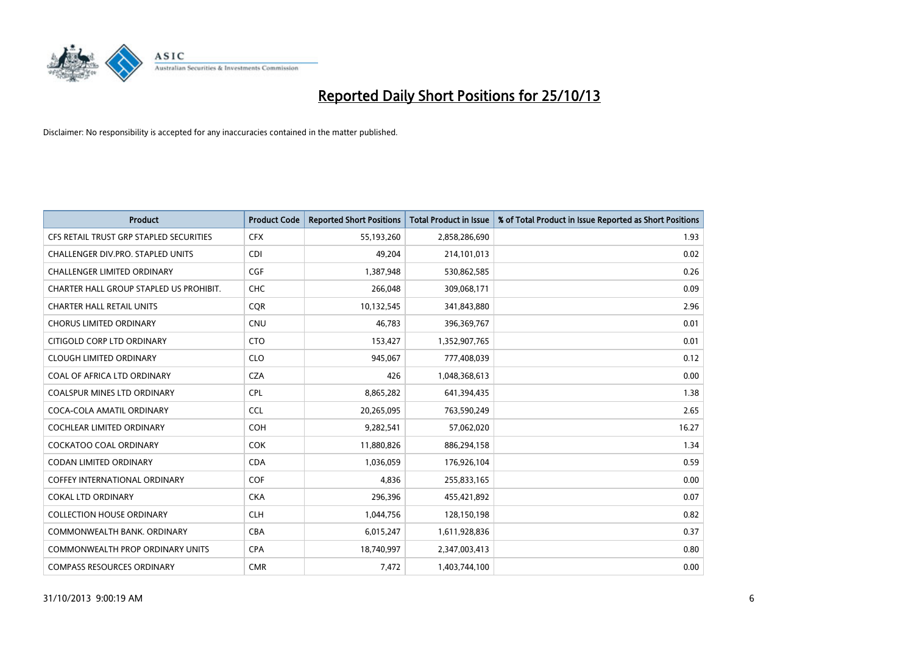# Reported Daily Short Positions for 25/10/13

Disclaimer: No responsibility is accepted for any inaccuracies contained in the matter published.

| Product | Product Code | Reported Short Positions | Total Product in Issue | % of Total Product in Issue Reported as Short Positions |
|---|---|---|---|---|
| CFS RETAIL TRUST GRP STAPLED SECURITIES | CFX | 55,193,260 | 2,858,286,690 | 1.93 |
| CHALLENGER DIV.PRO. STAPLED UNITS | CDI | 49,204 | 214,101,013 | 0.02 |
| CHALLENGER LIMITED ORDINARY | CGF | 1,387,948 | 530,862,585 | 0.26 |
| CHARTER HALL GROUP STAPLED US PROHIBIT. | CHC | 266,048 | 309,068,171 | 0.09 |
| CHARTER HALL RETAIL UNITS | CQR | 10,132,545 | 341,843,880 | 2.96 |
| CHORUS LIMITED ORDINARY | CNU | 46,783 | 396,369,767 | 0.01 |
| CITIGOLD CORP LTD ORDINARY | CTO | 153,427 | 1,352,907,765 | 0.01 |
| CLOUGH LIMITED ORDINARY | CLO | 945,067 | 777,408,039 | 0.12 |
| COAL OF AFRICA LTD ORDINARY | CZA | 426 | 1,048,368,613 | 0.00 |
| COALSPUR MINES LTD ORDINARY | CPL | 8,865,282 | 641,394,435 | 1.38 |
| COCA-COLA AMATIL ORDINARY | CCL | 20,265,095 | 763,590,249 | 2.65 |
| COCHLEAR LIMITED ORDINARY | COH | 9,282,541 | 57,062,020 | 16.27 |
| COCKATOO COAL ORDINARY | COK | 11,880,826 | 886,294,158 | 1.34 |
| CODAN LIMITED ORDINARY | CDA | 1,036,059 | 176,926,104 | 0.59 |
| COFFEY INTERNATIONAL ORDINARY | COF | 4,836 | 255,833,165 | 0.00 |
| COKAL LTD ORDINARY | CKA | 296,396 | 455,421,892 | 0.07 |
| COLLECTION HOUSE ORDINARY | CLH | 1,044,756 | 128,150,198 | 0.82 |
| COMMONWEALTH BANK. ORDINARY | CBA | 6,015,247 | 1,611,928,836 | 0.37 |
| COMMONWEALTH PROP ORDINARY UNITS | CPA | 18,740,997 | 2,347,003,413 | 0.80 |
| COMPASS RESOURCES ORDINARY | CMR | 7,472 | 1,403,744,100 | 0.00 |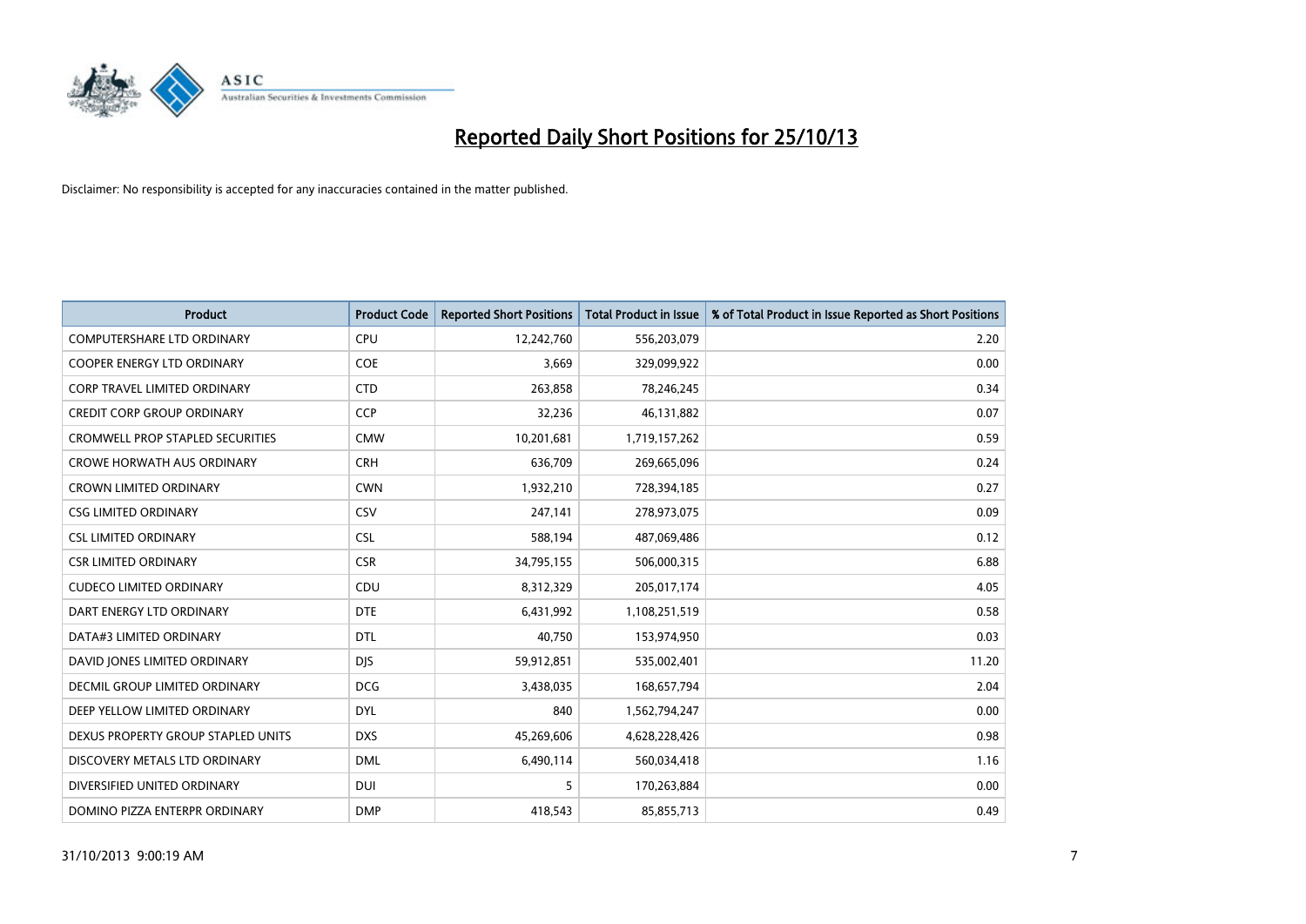# Reported Daily Short Positions for 25/10/13

Disclaimer: No responsibility is accepted for any inaccuracies contained in the matter published.

| Product | Product Code | Reported Short Positions | Total Product in Issue | % of Total Product in Issue Reported as Short Positions |
|---|---|---|---|---|
| COMPUTERSHARE LTD ORDINARY | CPU | 12,242,760 | 556,203,079 | 2.20 |
| COOPER ENERGY LTD ORDINARY | COE | 3,669 | 329,099,922 | 0.00 |
| CORP TRAVEL LIMITED ORDINARY | CTD | 263,858 | 78,246,245 | 0.34 |
| CREDIT CORP GROUP ORDINARY | CCP | 32,236 | 46,131,882 | 0.07 |
| CROMWELL PROP STAPLED SECURITIES | CMW | 10,201,681 | 1,719,157,262 | 0.59 |
| CROWE HORWATH AUS ORDINARY | CRH | 636,709 | 269,665,096 | 0.24 |
| CROWN LIMITED ORDINARY | CWN | 1,932,210 | 728,394,185 | 0.27 |
| CSG LIMITED ORDINARY | CSV | 247,141 | 278,973,075 | 0.09 |
| CSL LIMITED ORDINARY | CSL | 588,194 | 487,069,486 | 0.12 |
| CSR LIMITED ORDINARY | CSR | 34,795,155 | 506,000,315 | 6.88 |
| CUDECO LIMITED ORDINARY | CDU | 8,312,329 | 205,017,174 | 4.05 |
| DART ENERGY LTD ORDINARY | DTE | 6,431,992 | 1,108,251,519 | 0.58 |
| DATA#3 LIMITED ORDINARY | DTL | 40,750 | 153,974,950 | 0.03 |
| DAVID JONES LIMITED ORDINARY | DJS | 59,912,851 | 535,002,401 | 11.20 |
| DECMIL GROUP LIMITED ORDINARY | DCG | 3,438,035 | 168,657,794 | 2.04 |
| DEEP YELLOW LIMITED ORDINARY | DYL | 840 | 1,562,794,247 | 0.00 |
| DEXUS PROPERTY GROUP STAPLED UNITS | DXS | 45,269,606 | 4,628,228,426 | 0.98 |
| DISCOVERY METALS LTD ORDINARY | DML | 6,490,114 | 560,034,418 | 1.16 |
| DIVERSIFIED UNITED ORDINARY | DUI | 5 | 170,263,884 | 0.00 |
| DOMINO PIZZA ENTERPR ORDINARY | DMP | 418,543 | 85,855,713 | 0.49 |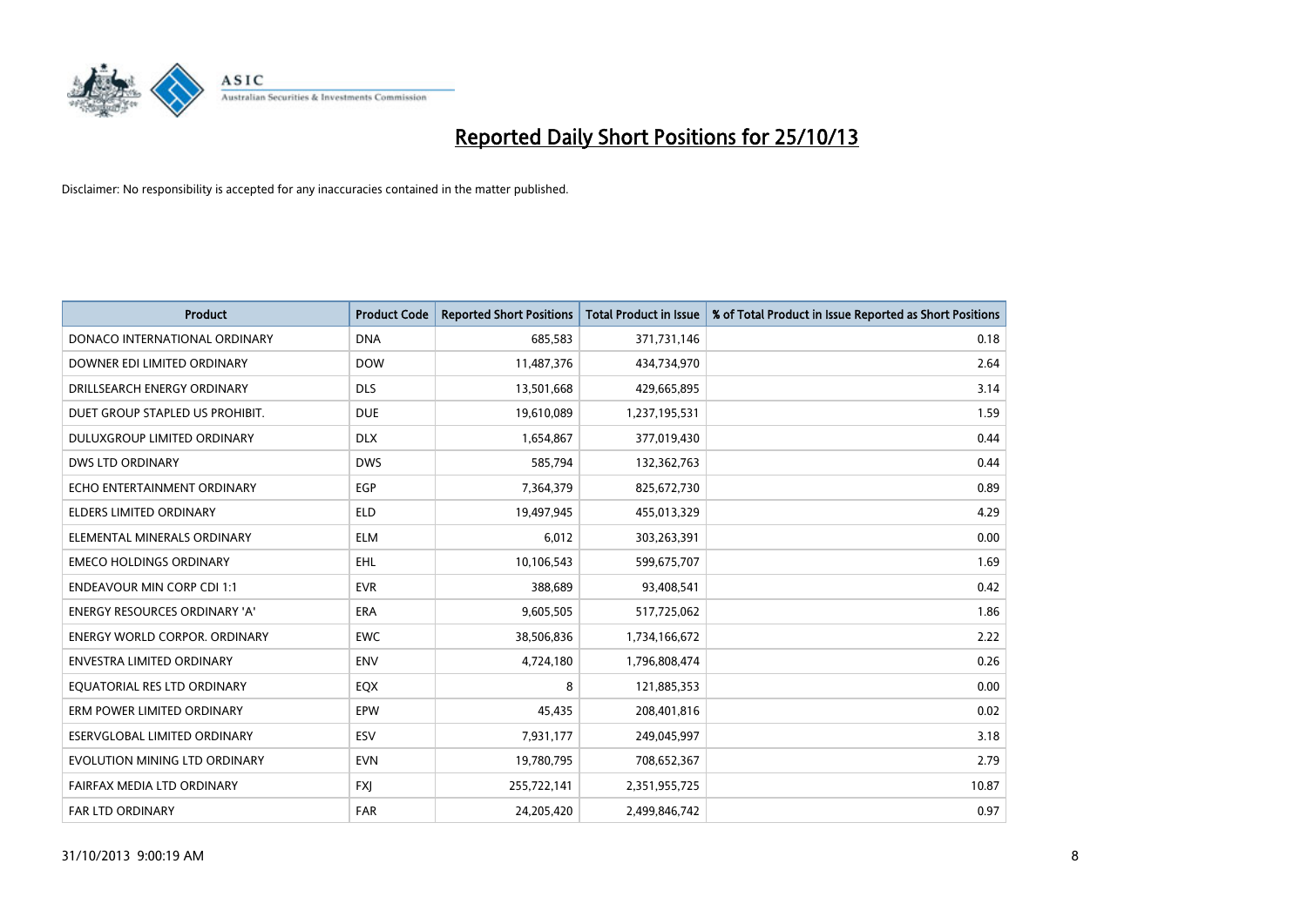# Reported Daily Short Positions for 25/10/13

Disclaimer: No responsibility is accepted for any inaccuracies contained in the matter published.

| Product | Product Code | Reported Short Positions | Total Product in Issue | % of Total Product in Issue Reported as Short Positions |
|---|---|---|---|---|
| DONACO INTERNATIONAL ORDINARY | DNA | 685,583 | 371,731,146 | 0.18 |
| DOWNER EDI LIMITED ORDINARY | DOW | 11,487,376 | 434,734,970 | 2.64 |
| DRILLSEARCH ENERGY ORDINARY | DLS | 13,501,668 | 429,665,895 | 3.14 |
| DUET GROUP STAPLED US PROHIBIT. | DUE | 19,610,089 | 1,237,195,531 | 1.59 |
| DULUXGROUP LIMITED ORDINARY | DLX | 1,654,867 | 377,019,430 | 0.44 |
| DWS LTD ORDINARY | DWS | 585,794 | 132,362,763 | 0.44 |
| ECHO ENTERTAINMENT ORDINARY | EGP | 7,364,379 | 825,672,730 | 0.89 |
| ELDERS LIMITED ORDINARY | ELD | 19,497,945 | 455,013,329 | 4.29 |
| ELEMENTAL MINERALS ORDINARY | ELM | 6,012 | 303,263,391 | 0.00 |
| EMECO HOLDINGS ORDINARY | EHL | 10,106,543 | 599,675,707 | 1.69 |
| ENDEAVOUR MIN CORP CDI 1:1 | EVR | 388,689 | 93,408,541 | 0.42 |
| ENERGY RESOURCES ORDINARY 'A' | ERA | 9,605,505 | 517,725,062 | 1.86 |
| ENERGY WORLD CORPOR. ORDINARY | EWC | 38,506,836 | 1,734,166,672 | 2.22 |
| ENVESTRA LIMITED ORDINARY | ENV | 4,724,180 | 1,796,808,474 | 0.26 |
| EQUATORIAL RES LTD ORDINARY | EQX | 8 | 121,885,353 | 0.00 |
| ERM POWER LIMITED ORDINARY | EPW | 45,435 | 208,401,816 | 0.02 |
| ESERVGLOBAL LIMITED ORDINARY | ESV | 7,931,177 | 249,045,997 | 3.18 |
| EVOLUTION MINING LTD ORDINARY | EVN | 19,780,795 | 708,652,367 | 2.79 |
| FAIRFAX MEDIA LTD ORDINARY | FXJ | 255,722,141 | 2,351,955,725 | 10.87 |
| FAR LTD ORDINARY | FAR | 24,205,420 | 2,499,846,742 | 0.97 |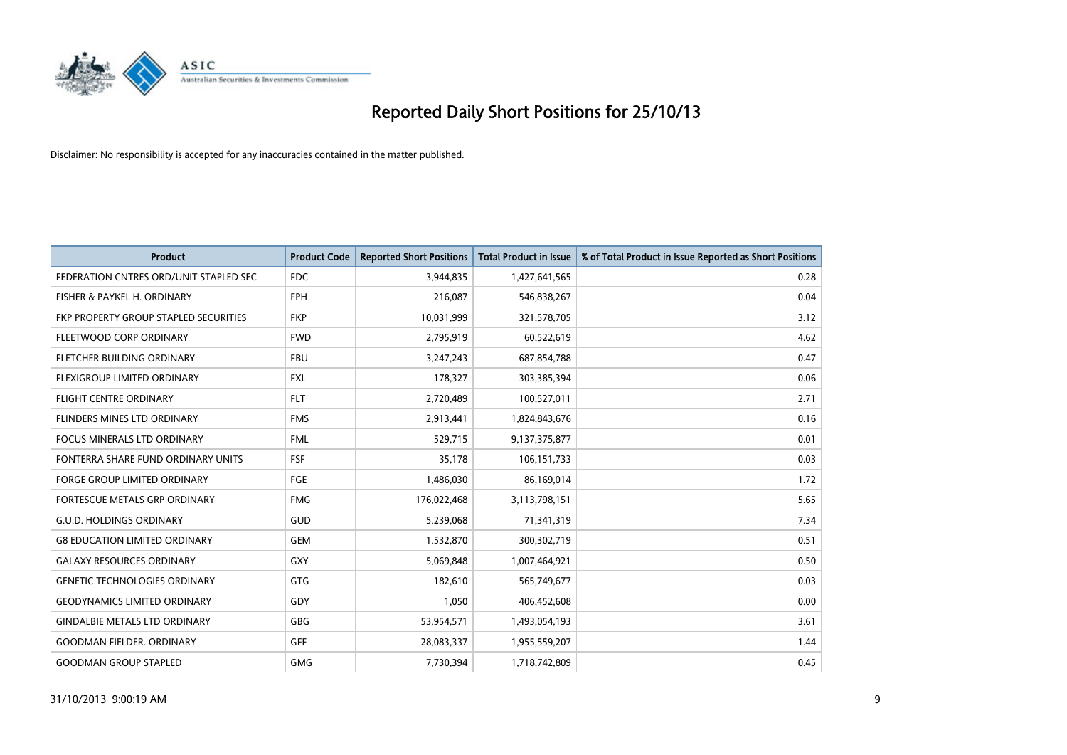# Reported Daily Short Positions for 25/10/13

Disclaimer: No responsibility is accepted for any inaccuracies contained in the matter published.

| Product | Product Code | Reported Short Positions | Total Product in Issue | % of Total Product in Issue Reported as Short Positions |
|---|---|---|---|---|
| FEDERATION CNTRES ORD/UNIT STAPLED SEC | FDC | 3,944,835 | 1,427,641,565 | 0.28 |
| FISHER & PAYKEL H. ORDINARY | FPH | 216,087 | 546,838,267 | 0.04 |
| FKP PROPERTY GROUP STAPLED SECURITIES | FKP | 10,031,999 | 321,578,705 | 3.12 |
| FLEETWOOD CORP ORDINARY | FWD | 2,795,919 | 60,522,619 | 4.62 |
| FLETCHER BUILDING ORDINARY | FBU | 3,247,243 | 687,854,788 | 0.47 |
| FLEXIGROUP LIMITED ORDINARY | FXL | 178,327 | 303,385,394 | 0.06 |
| FLIGHT CENTRE ORDINARY | FLT | 2,720,489 | 100,527,011 | 2.71 |
| FLINDERS MINES LTD ORDINARY | FMS | 2,913,441 | 1,824,843,676 | 0.16 |
| FOCUS MINERALS LTD ORDINARY | FML | 529,715 | 9,137,375,877 | 0.01 |
| FONTERRA SHARE FUND ORDINARY UNITS | FSF | 35,178 | 106,151,733 | 0.03 |
| FORGE GROUP LIMITED ORDINARY | FGE | 1,486,030 | 86,169,014 | 1.72 |
| FORTESCUE METALS GRP ORDINARY | FMG | 176,022,468 | 3,113,798,151 | 5.65 |
| G.U.D. HOLDINGS ORDINARY | GUD | 5,239,068 | 71,341,319 | 7.34 |
| G8 EDUCATION LIMITED ORDINARY | GEM | 1,532,870 | 300,302,719 | 0.51 |
| GALAXY RESOURCES ORDINARY | GXY | 5,069,848 | 1,007,464,921 | 0.50 |
| GENETIC TECHNOLOGIES ORDINARY | GTG | 182,610 | 565,749,677 | 0.03 |
| GEODYNAMICS LIMITED ORDINARY | GDY | 1,050 | 406,452,608 | 0.00 |
| GINDALBIE METALS LTD ORDINARY | GBG | 53,954,571 | 1,493,054,193 | 3.61 |
| GOODMAN FIELDER. ORDINARY | GFF | 28,083,337 | 1,955,559,207 | 1.44 |
| GOODMAN GROUP STAPLED | GMG | 7,730,394 | 1,718,742,809 | 0.45 |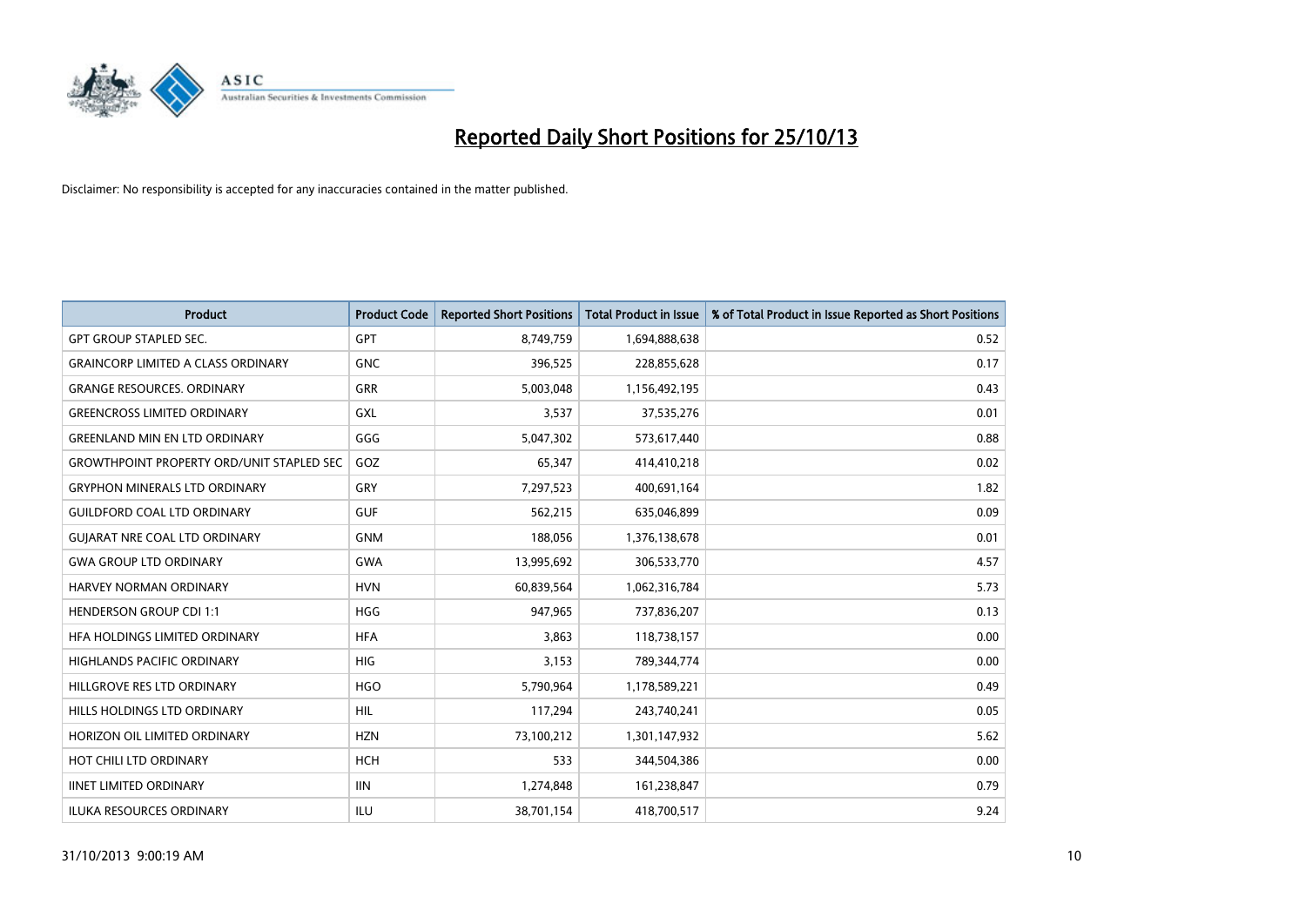# Reported Daily Short Positions for 25/10/13

Disclaimer: No responsibility is accepted for any inaccuracies contained in the matter published.

| Product | Product Code | Reported Short Positions | Total Product in Issue | % of Total Product in Issue Reported as Short Positions |
|---|---|---|---|---|
| GPT GROUP STAPLED SEC. | GPT | 8,749,759 | 1,694,888,638 | 0.52 |
| GRAINCORP LIMITED A CLASS ORDINARY | GNC | 396,525 | 228,855,628 | 0.17 |
| GRANGE RESOURCES. ORDINARY | GRR | 5,003,048 | 1,156,492,195 | 0.43 |
| GREENCROSS LIMITED ORDINARY | GXL | 3,537 | 37,535,276 | 0.01 |
| GREENLAND MIN EN LTD ORDINARY | GGG | 5,047,302 | 573,617,440 | 0.88 |
| GROWTHPOINT PROPERTY ORD/UNIT STAPLED SEC | GOZ | 65,347 | 414,410,218 | 0.02 |
| GRYPHON MINERALS LTD ORDINARY | GRY | 7,297,523 | 400,691,164 | 1.82 |
| GUILDFORD COAL LTD ORDINARY | GUF | 562,215 | 635,046,899 | 0.09 |
| GUJARAT NRE COAL LTD ORDINARY | GNM | 188,056 | 1,376,138,678 | 0.01 |
| GWA GROUP LTD ORDINARY | GWA | 13,995,692 | 306,533,770 | 4.57 |
| HARVEY NORMAN ORDINARY | HVN | 60,839,564 | 1,062,316,784 | 5.73 |
| HENDERSON GROUP CDI 1:1 | HGG | 947,965 | 737,836,207 | 0.13 |
| HFA HOLDINGS LIMITED ORDINARY | HFA | 3,863 | 118,738,157 | 0.00 |
| HIGHLANDS PACIFIC ORDINARY | HIG | 3,153 | 789,344,774 | 0.00 |
| HILLGROVE RES LTD ORDINARY | HGO | 5,790,964 | 1,178,589,221 | 0.49 |
| HILLS HOLDINGS LTD ORDINARY | HIL | 117,294 | 243,740,241 | 0.05 |
| HORIZON OIL LIMITED ORDINARY | HZN | 73,100,212 | 1,301,147,932 | 5.62 |
| HOT CHILI LTD ORDINARY | HCH | 533 | 344,504,386 | 0.00 |
| IINET LIMITED ORDINARY | IIN | 1,274,848 | 161,238,847 | 0.79 |
| ILUKA RESOURCES ORDINARY | ILU | 38,701,154 | 418,700,517 | 9.24 |

31/10/2013 9:00:19 AM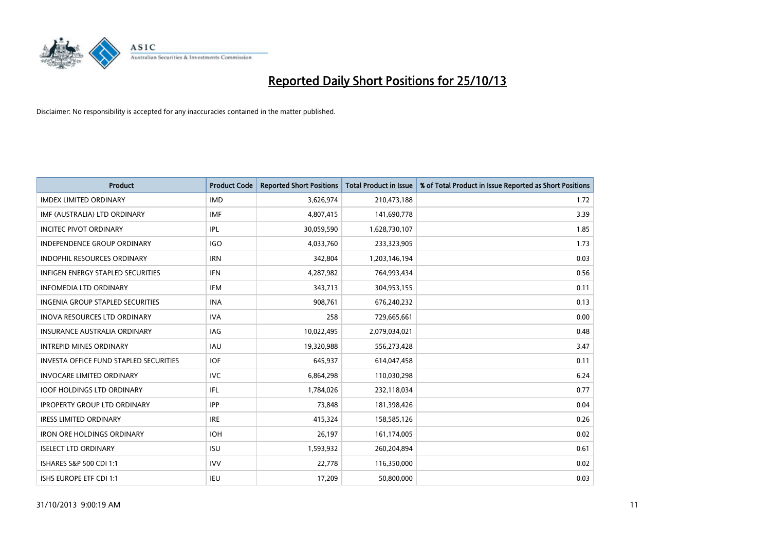# Reported Daily Short Positions for 25/10/13

Disclaimer: No responsibility is accepted for any inaccuracies contained in the matter published.

| Product | Product Code | Reported Short Positions | Total Product in Issue | % of Total Product in Issue Reported as Short Positions |
|---|---|---|---|---|
| IMDEX LIMITED ORDINARY | IMD | 3,626,974 | 210,473,188 | 1.72 |
| IMF (AUSTRALIA) LTD ORDINARY | IMF | 4,807,415 | 141,690,778 | 3.39 |
| INCITEC PIVOT ORDINARY | IPL | 30,059,590 | 1,628,730,107 | 1.85 |
| INDEPENDENCE GROUP ORDINARY | IGO | 4,033,760 | 233,323,905 | 1.73 |
| INDOPHIL RESOURCES ORDINARY | IRN | 342,804 | 1,203,146,194 | 0.03 |
| INFIGEN ENERGY STAPLED SECURITIES | IFN | 4,287,982 | 764,993,434 | 0.56 |
| INFOMEDIA LTD ORDINARY | IFM | 343,713 | 304,953,155 | 0.11 |
| INGENIA GROUP STAPLED SECURITIES | INA | 908,761 | 676,240,232 | 0.13 |
| INOVA RESOURCES LTD ORDINARY | IVA | 258 | 729,665,661 | 0.00 |
| INSURANCE AUSTRALIA ORDINARY | IAG | 10,022,495 | 2,079,034,021 | 0.48 |
| INTREPID MINES ORDINARY | IAU | 19,320,988 | 556,273,428 | 3.47 |
| INVESTA OFFICE FUND STAPLED SECURITIES | IOF | 645,937 | 614,047,458 | 0.11 |
| INVOCARE LIMITED ORDINARY | IVC | 6,864,298 | 110,030,298 | 6.24 |
| IOOF HOLDINGS LTD ORDINARY | IFL | 1,784,026 | 232,118,034 | 0.77 |
| IPROPERTY GROUP LTD ORDINARY | IPP | 73,848 | 181,398,426 | 0.04 |
| IRESS LIMITED ORDINARY | IRE | 415,324 | 158,585,126 | 0.26 |
| IRON ORE HOLDINGS ORDINARY | IOH | 26,197 | 161,174,005 | 0.02 |
| ISELECT LTD ORDINARY | ISU | 1,593,932 | 260,204,894 | 0.61 |
| ISHARES S&P 500 CDI 1:1 | IVV | 22,778 | 116,350,000 | 0.02 |
| ISHS EUROPE ETF CDI 1:1 | IEU | 17,209 | 50,800,000 | 0.03 |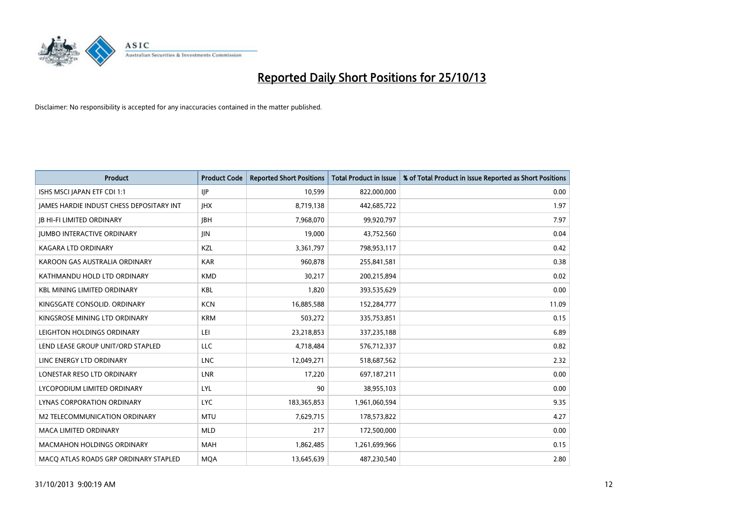# Reported Daily Short Positions for 25/10/13

Disclaimer: No responsibility is accepted for any inaccuracies contained in the matter published.

| Product | Product Code | Reported Short Positions | Total Product in Issue | % of Total Product in Issue Reported as Short Positions |
|---|---|---|---|---|
| ISHS MSCI JAPAN ETF CDI 1:1 | IJP | 10,599 | 822,000,000 | 0.00 |
| JAMES HARDIE INDUST CHESS DEPOSITARY INT | JHX | 8,719,138 | 442,685,722 | 1.97 |
| JB HI-FI LIMITED ORDINARY | JBH | 7,968,070 | 99,920,797 | 7.97 |
| JUMBO INTERACTIVE ORDINARY | JIN | 19,000 | 43,752,560 | 0.04 |
| KAGARA LTD ORDINARY | KZL | 3,361,797 | 798,953,117 | 0.42 |
| KAROON GAS AUSTRALIA ORDINARY | KAR | 960,878 | 255,841,581 | 0.38 |
| KATHMANDU HOLD LTD ORDINARY | KMD | 30,217 | 200,215,894 | 0.02 |
| KBL MINING LIMITED ORDINARY | KBL | 1,820 | 393,535,629 | 0.00 |
| KINGSGATE CONSOLID. ORDINARY | KCN | 16,885,588 | 152,284,777 | 11.09 |
| KINGSROSE MINING LTD ORDINARY | KRM | 503,272 | 335,753,851 | 0.15 |
| LEIGHTON HOLDINGS ORDINARY | LEI | 23,218,853 | 337,235,188 | 6.89 |
| LEND LEASE GROUP UNIT/ORD STAPLED | LLC | 4,718,484 | 576,712,337 | 0.82 |
| LINC ENERGY LTD ORDINARY | LNC | 12,049,271 | 518,687,562 | 2.32 |
| LONESTAR RESO LTD ORDINARY | LNR | 17,220 | 697,187,211 | 0.00 |
| LYCOPODIUM LIMITED ORDINARY | LYL | 90 | 38,955,103 | 0.00 |
| LYNAS CORPORATION ORDINARY | LYC | 183,365,853 | 1,961,060,594 | 9.35 |
| M2 TELECOMMUNICATION ORDINARY | MTU | 7,629,715 | 178,573,822 | 4.27 |
| MACA LIMITED ORDINARY | MLD | 217 | 172,500,000 | 0.00 |
| MACMAHON HOLDINGS ORDINARY | MAH | 1,862,485 | 1,261,699,966 | 0.15 |
| MACQ ATLAS ROADS GRP ORDINARY STAPLED | MQA | 13,645,639 | 487,230,540 | 2.80 |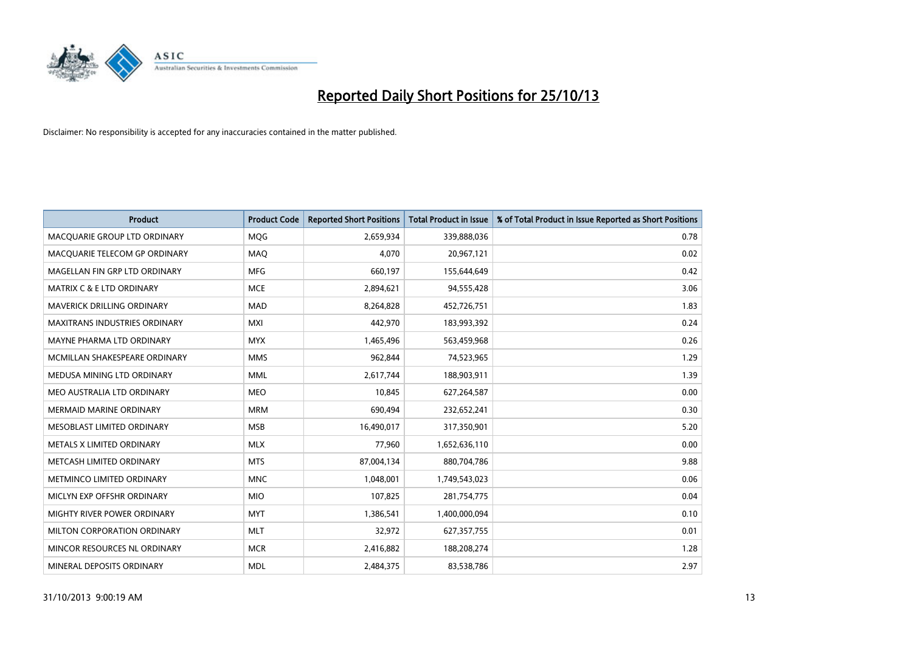# Reported Daily Short Positions for 25/10/13

Disclaimer: No responsibility is accepted for any inaccuracies contained in the matter published.

| Product | Product Code | Reported Short Positions | Total Product in Issue | % of Total Product in Issue Reported as Short Positions |
|---|---|---|---|---|
| MACQUARIE GROUP LTD ORDINARY | MQG | 2,659,934 | 339,888,036 | 0.78 |
| MACQUARIE TELECOM GP ORDINARY | MAQ | 4,070 | 20,967,121 | 0.02 |
| MAGELLAN FIN GRP LTD ORDINARY | MFG | 660,197 | 155,644,649 | 0.42 |
| MATRIX C & E LTD ORDINARY | MCE | 2,894,621 | 94,555,428 | 3.06 |
| MAVERICK DRILLING ORDINARY | MAD | 8,264,828 | 452,726,751 | 1.83 |
| MAXITRANS INDUSTRIES ORDINARY | MXI | 442,970 | 183,993,392 | 0.24 |
| MAYNE PHARMA LTD ORDINARY | MYX | 1,465,496 | 563,459,968 | 0.26 |
| MCMILLAN SHAKESPEARE ORDINARY | MMS | 962,844 | 74,523,965 | 1.29 |
| MEDUSA MINING LTD ORDINARY | MML | 2,617,744 | 188,903,911 | 1.39 |
| MEO AUSTRALIA LTD ORDINARY | MEO | 10,845 | 627,264,587 | 0.00 |
| MERMAID MARINE ORDINARY | MRM | 690,494 | 232,652,241 | 0.30 |
| MESOBLAST LIMITED ORDINARY | MSB | 16,490,017 | 317,350,901 | 5.20 |
| METALS X LIMITED ORDINARY | MLX | 77,960 | 1,652,636,110 | 0.00 |
| METCASH LIMITED ORDINARY | MTS | 87,004,134 | 880,704,786 | 9.88 |
| METMINCO LIMITED ORDINARY | MNC | 1,048,001 | 1,749,543,023 | 0.06 |
| MICLYN EXP OFFSHR ORDINARY | MIO | 107,825 | 281,754,775 | 0.04 |
| MIGHTY RIVER POWER ORDINARY | MYT | 1,386,541 | 1,400,000,094 | 0.10 |
| MILTON CORPORATION ORDINARY | MLT | 32,972 | 627,357,755 | 0.01 |
| MINCOR RESOURCES NL ORDINARY | MCR | 2,416,882 | 188,208,274 | 1.28 |
| MINERAL DEPOSITS ORDINARY | MDL | 2,484,375 | 83,538,786 | 2.97 |

31/10/2013 9:00:19 AM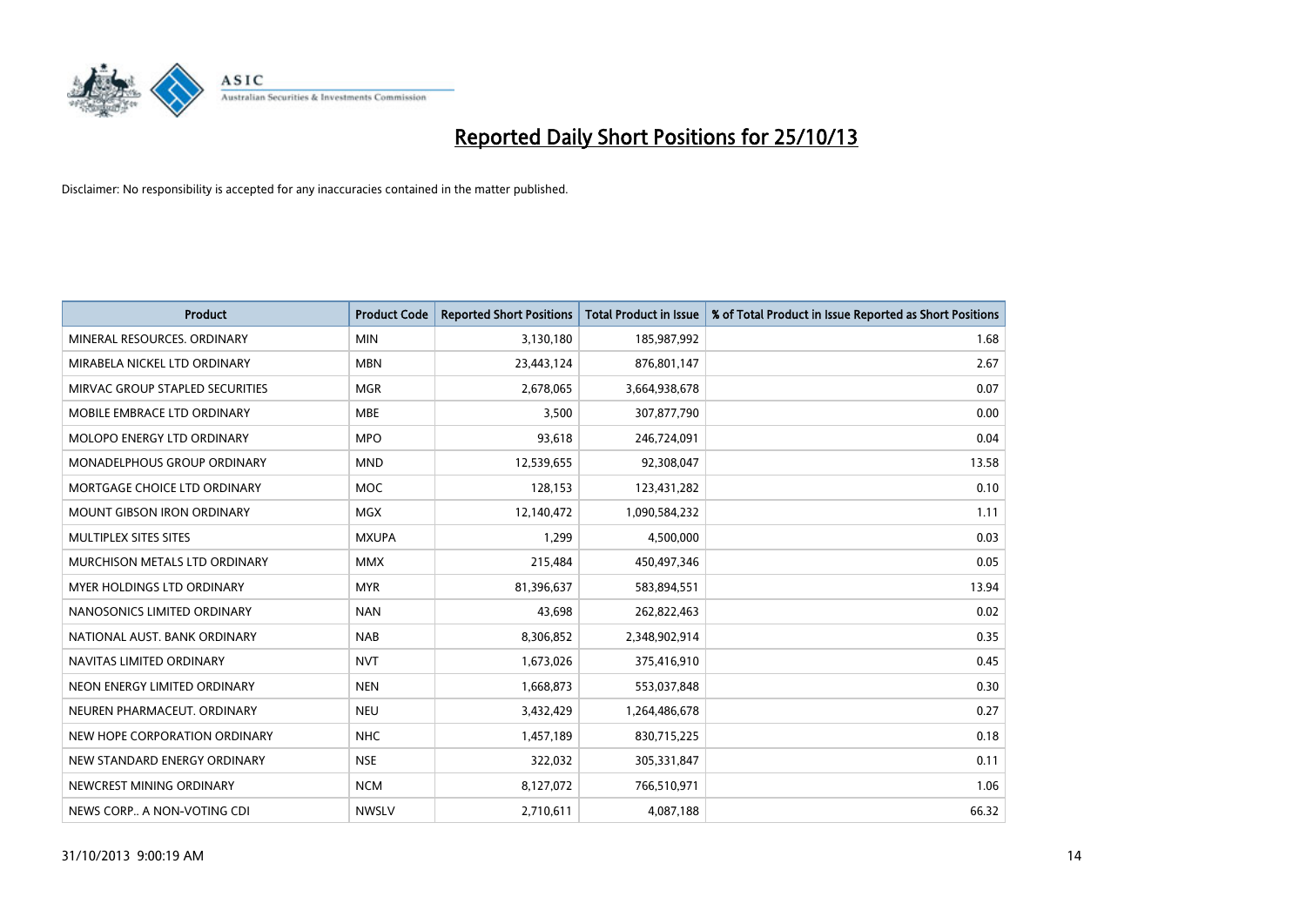# Reported Daily Short Positions for 25/10/13

Disclaimer: No responsibility is accepted for any inaccuracies contained in the matter published.

| Product | Product Code | Reported Short Positions | Total Product in Issue | % of Total Product in Issue Reported as Short Positions |
|---|---|---|---|---|
| MINERAL RESOURCES. ORDINARY | MIN | 3,130,180 | 185,987,992 | 1.68 |
| MIRABELA NICKEL LTD ORDINARY | MBN | 23,443,124 | 876,801,147 | 2.67 |
| MIRVAC GROUP STAPLED SECURITIES | MGR | 2,678,065 | 3,664,938,678 | 0.07 |
| MOBILE EMBRACE LTD ORDINARY | MBE | 3,500 | 307,877,790 | 0.00 |
| MOLOPO ENERGY LTD ORDINARY | MPO | 93,618 | 246,724,091 | 0.04 |
| MONADELPHOUS GROUP ORDINARY | MND | 12,539,655 | 92,308,047 | 13.58 |
| MORTGAGE CHOICE LTD ORDINARY | MOC | 128,153 | 123,431,282 | 0.10 |
| MOUNT GIBSON IRON ORDINARY | MGX | 12,140,472 | 1,090,584,232 | 1.11 |
| MULTIPLEX SITES SITES | MXUPA | 1,299 | 4,500,000 | 0.03 |
| MURCHISON METALS LTD ORDINARY | MMX | 215,484 | 450,497,346 | 0.05 |
| MYER HOLDINGS LTD ORDINARY | MYR | 81,396,637 | 583,894,551 | 13.94 |
| NANOSONICS LIMITED ORDINARY | NAN | 43,698 | 262,822,463 | 0.02 |
| NATIONAL AUST. BANK ORDINARY | NAB | 8,306,852 | 2,348,902,914 | 0.35 |
| NAVITAS LIMITED ORDINARY | NVT | 1,673,026 | 375,416,910 | 0.45 |
| NEON ENERGY LIMITED ORDINARY | NEN | 1,668,873 | 553,037,848 | 0.30 |
| NEUREN PHARMACEUT. ORDINARY | NEU | 3,432,429 | 1,264,486,678 | 0.27 |
| NEW HOPE CORPORATION ORDINARY | NHC | 1,457,189 | 830,715,225 | 0.18 |
| NEW STANDARD ENERGY ORDINARY | NSE | 322,032 | 305,331,847 | 0.11 |
| NEWCREST MINING ORDINARY | NCM | 8,127,072 | 766,510,971 | 1.06 |
| NEWS CORP.. A NON-VOTING CDI | NWSLV | 2,710,611 | 4,087,188 | 66.32 |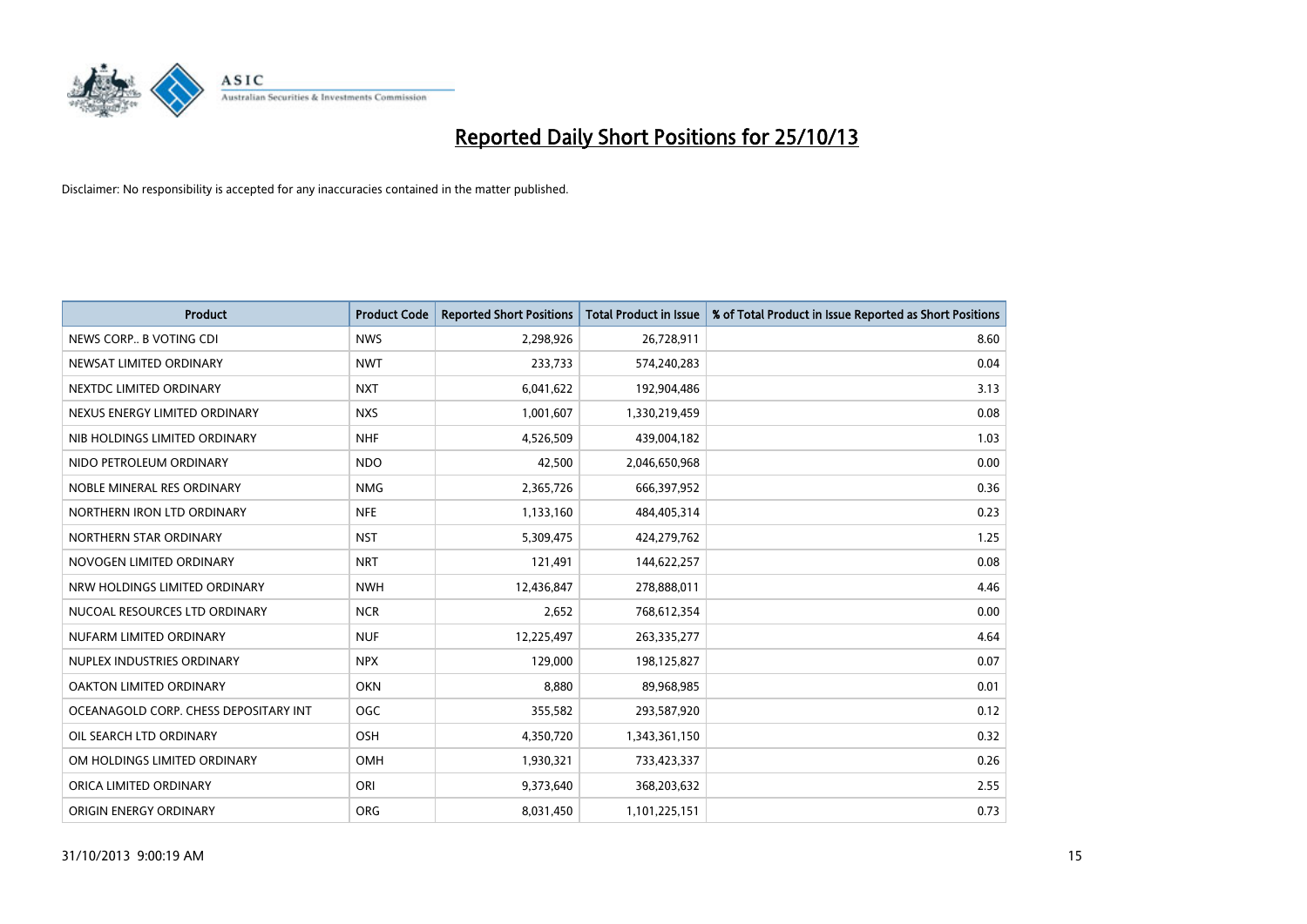# Reported Daily Short Positions for 25/10/13

Disclaimer: No responsibility is accepted for any inaccuracies contained in the matter published.

| Product | Product Code | Reported Short Positions | Total Product in Issue | % of Total Product in Issue Reported as Short Positions |
|---|---|---|---|---|
| NEWS CORP.. B VOTING CDI | NWS | 2,298,926 | 26,728,911 | 8.60 |
| NEWSAT LIMITED ORDINARY | NWT | 233,733 | 574,240,283 | 0.04 |
| NEXTDC LIMITED ORDINARY | NXT | 6,041,622 | 192,904,486 | 3.13 |
| NEXUS ENERGY LIMITED ORDINARY | NXS | 1,001,607 | 1,330,219,459 | 0.08 |
| NIB HOLDINGS LIMITED ORDINARY | NHF | 4,526,509 | 439,004,182 | 1.03 |
| NIDO PETROLEUM ORDINARY | NDO | 42,500 | 2,046,650,968 | 0.00 |
| NOBLE MINERAL RES ORDINARY | NMG | 2,365,726 | 666,397,952 | 0.36 |
| NORTHERN IRON LTD ORDINARY | NFE | 1,133,160 | 484,405,314 | 0.23 |
| NORTHERN STAR ORDINARY | NST | 5,309,475 | 424,279,762 | 1.25 |
| NOVOGEN LIMITED ORDINARY | NRT | 121,491 | 144,622,257 | 0.08 |
| NRW HOLDINGS LIMITED ORDINARY | NWH | 12,436,847 | 278,888,011 | 4.46 |
| NUCOAL RESOURCES LTD ORDINARY | NCR | 2,652 | 768,612,354 | 0.00 |
| NUFARM LIMITED ORDINARY | NUF | 12,225,497 | 263,335,277 | 4.64 |
| NUPLEX INDUSTRIES ORDINARY | NPX | 129,000 | 198,125,827 | 0.07 |
| OAKTON LIMITED ORDINARY | OKN | 8,880 | 89,968,985 | 0.01 |
| OCEANAGOLD CORP. CHESS DEPOSITARY INT | OGC | 355,582 | 293,587,920 | 0.12 |
| OIL SEARCH LTD ORDINARY | OSH | 4,350,720 | 1,343,361,150 | 0.32 |
| OM HOLDINGS LIMITED ORDINARY | OMH | 1,930,321 | 733,423,337 | 0.26 |
| ORICA LIMITED ORDINARY | ORI | 9,373,640 | 368,203,632 | 2.55 |
| ORIGIN ENERGY ORDINARY | ORG | 8,031,450 | 1,101,225,151 | 0.73 |

31/10/2013 9:00:19 AM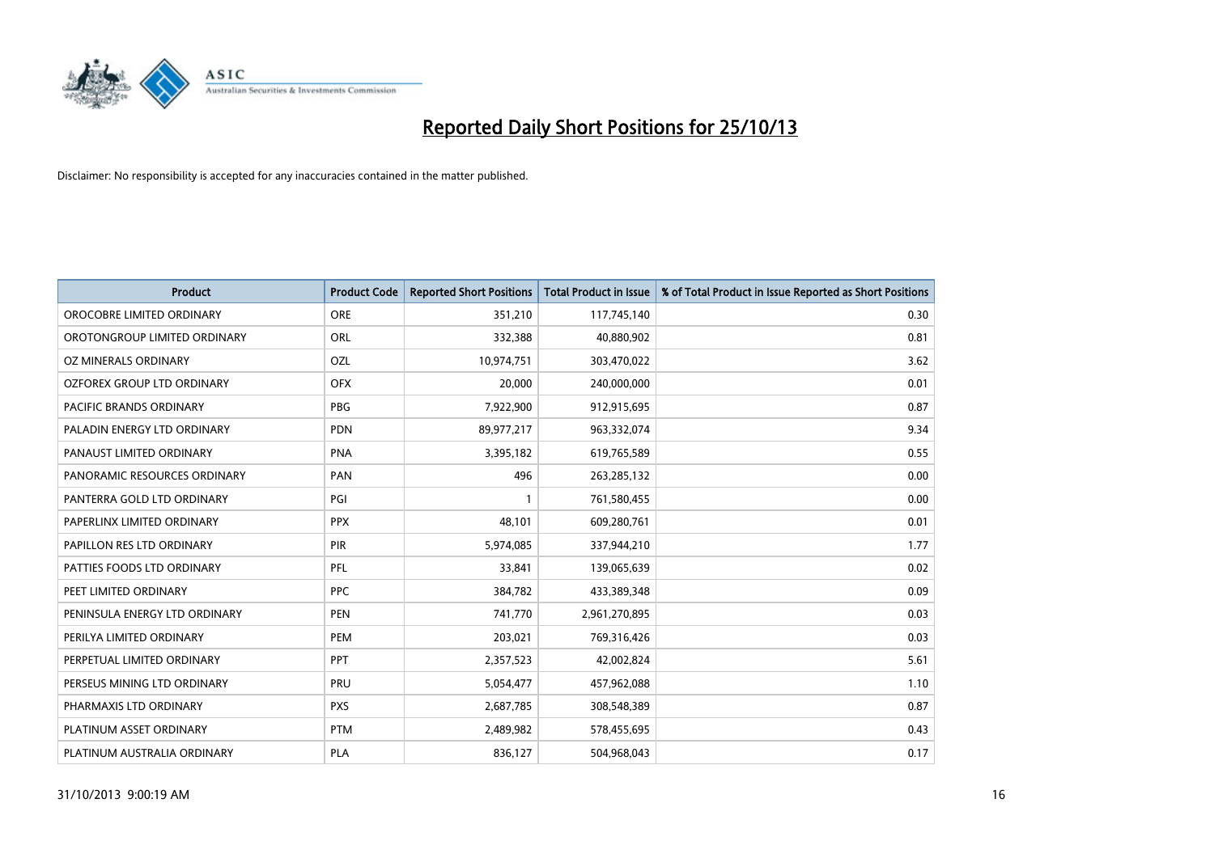# Reported Daily Short Positions for 25/10/13

Disclaimer: No responsibility is accepted for any inaccuracies contained in the matter published.

| Product | Product Code | Reported Short Positions | Total Product in Issue | % of Total Product in Issue Reported as Short Positions |
|---|---|---|---|---|
| OROCOBRE LIMITED ORDINARY | ORE | 351,210 | 117,745,140 | 0.30 |
| OROTONGROUP LIMITED ORDINARY | ORL | 332,388 | 40,880,902 | 0.81 |
| OZ MINERALS ORDINARY | OZL | 10,974,751 | 303,470,022 | 3.62 |
| OZFOREX GROUP LTD ORDINARY | OFX | 20,000 | 240,000,000 | 0.01 |
| PACIFIC BRANDS ORDINARY | PBG | 7,922,900 | 912,915,695 | 0.87 |
| PALADIN ENERGY LTD ORDINARY | PDN | 89,977,217 | 963,332,074 | 9.34 |
| PANAUST LIMITED ORDINARY | PNA | 3,395,182 | 619,765,589 | 0.55 |
| PANORAMIC RESOURCES ORDINARY | PAN | 496 | 263,285,132 | 0.00 |
| PANTERRA GOLD LTD ORDINARY | PGI | 1 | 761,580,455 | 0.00 |
| PAPERLINX LIMITED ORDINARY | PPX | 48,101 | 609,280,761 | 0.01 |
| PAPILLON RES LTD ORDINARY | PIR | 5,974,085 | 337,944,210 | 1.77 |
| PATTIES FOODS LTD ORDINARY | PFL | 33,841 | 139,065,639 | 0.02 |
| PEET LIMITED ORDINARY | PPC | 384,782 | 433,389,348 | 0.09 |
| PENINSULA ENERGY LTD ORDINARY | PEN | 741,770 | 2,961,270,895 | 0.03 |
| PERILYA LIMITED ORDINARY | PEM | 203,021 | 769,316,426 | 0.03 |
| PERPETUAL LIMITED ORDINARY | PPT | 2,357,523 | 42,002,824 | 5.61 |
| PERSEUS MINING LTD ORDINARY | PRU | 5,054,477 | 457,962,088 | 1.10 |
| PHARMAXIS LTD ORDINARY | PXS | 2,687,785 | 308,548,389 | 0.87 |
| PLATINUM ASSET ORDINARY | PTM | 2,489,982 | 578,455,695 | 0.43 |
| PLATINUM AUSTRALIA ORDINARY | PLA | 836,127 | 504,968,043 | 0.17 |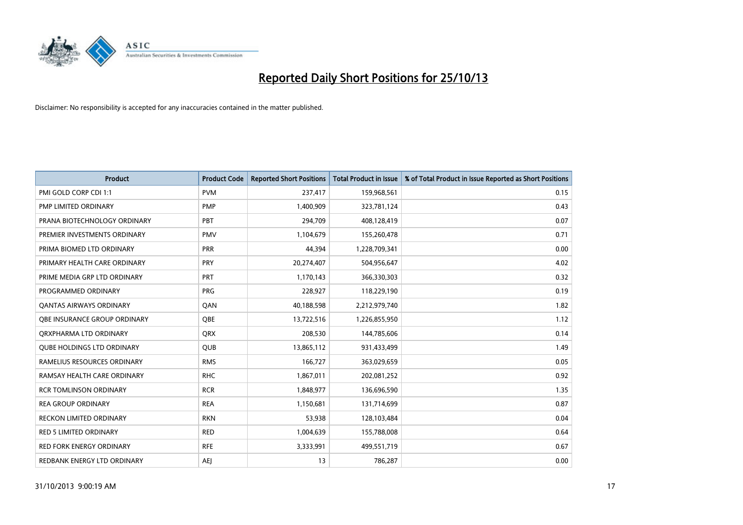# Reported Daily Short Positions for 25/10/13

Disclaimer: No responsibility is accepted for any inaccuracies contained in the matter published.

| Product | Product Code | Reported Short Positions | Total Product in Issue | % of Total Product in Issue Reported as Short Positions |
|---|---|---|---|---|
| PMI GOLD CORP CDI 1:1 | PVM | 237,417 | 159,968,561 | 0.15 |
| PMP LIMITED ORDINARY | PMP | 1,400,909 | 323,781,124 | 0.43 |
| PRANA BIOTECHNOLOGY ORDINARY | PBT | 294,709 | 408,128,419 | 0.07 |
| PREMIER INVESTMENTS ORDINARY | PMV | 1,104,679 | 155,260,478 | 0.71 |
| PRIMA BIOMED LTD ORDINARY | PRR | 44,394 | 1,228,709,341 | 0.00 |
| PRIMARY HEALTH CARE ORDINARY | PRY | 20,274,407 | 504,956,647 | 4.02 |
| PRIME MEDIA GRP LTD ORDINARY | PRT | 1,170,143 | 366,330,303 | 0.32 |
| PROGRAMMED ORDINARY | PRG | 228,927 | 118,229,190 | 0.19 |
| QANTAS AIRWAYS ORDINARY | QAN | 40,188,598 | 2,212,979,740 | 1.82 |
| QBE INSURANCE GROUP ORDINARY | QBE | 13,722,516 | 1,226,855,950 | 1.12 |
| QRXPHARMA LTD ORDINARY | QRX | 208,530 | 144,785,606 | 0.14 |
| QUBE HOLDINGS LTD ORDINARY | QUB | 13,865,112 | 931,433,499 | 1.49 |
| RAMELIUS RESOURCES ORDINARY | RMS | 166,727 | 363,029,659 | 0.05 |
| RAMSAY HEALTH CARE ORDINARY | RHC | 1,867,011 | 202,081,252 | 0.92 |
| RCR TOMLINSON ORDINARY | RCR | 1,848,977 | 136,696,590 | 1.35 |
| REA GROUP ORDINARY | REA | 1,150,681 | 131,714,699 | 0.87 |
| RECKON LIMITED ORDINARY | RKN | 53,938 | 128,103,484 | 0.04 |
| RED 5 LIMITED ORDINARY | RED | 1,004,639 | 155,788,008 | 0.64 |
| RED FORK ENERGY ORDINARY | RFE | 3,333,991 | 499,551,719 | 0.67 |
| REDBANK ENERGY LTD ORDINARY | AEJ | 13 | 786,287 | 0.00 |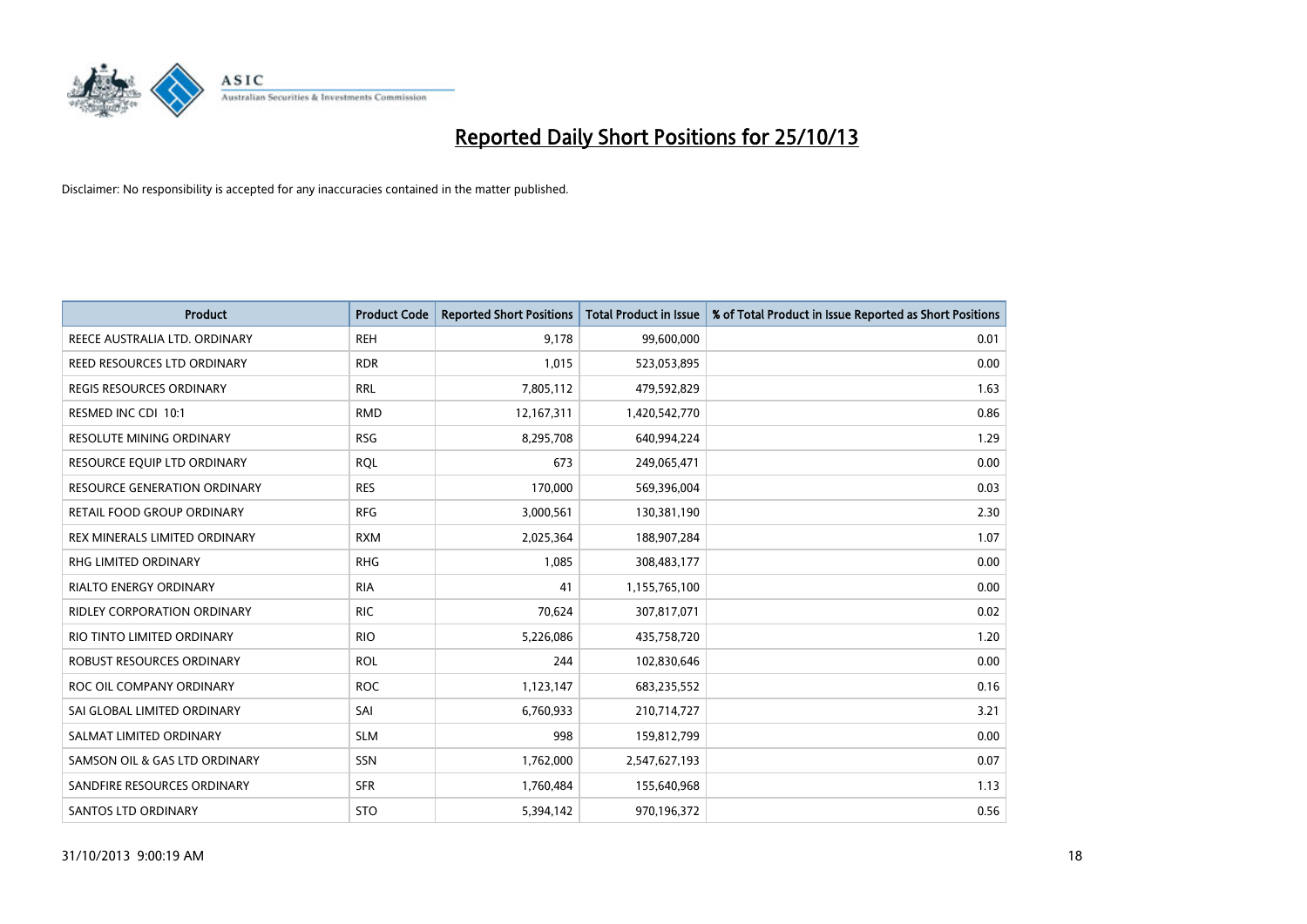# Reported Daily Short Positions for 25/10/13

Disclaimer: No responsibility is accepted for any inaccuracies contained in the matter published.

| Product | Product Code | Reported Short Positions | Total Product in Issue | % of Total Product in Issue Reported as Short Positions |
|---|---|---|---|---|
| REECE AUSTRALIA LTD. ORDINARY | REH | 9,178 | 99,600,000 | 0.01 |
| REED RESOURCES LTD ORDINARY | RDR | 1,015 | 523,053,895 | 0.00 |
| REGIS RESOURCES ORDINARY | RRL | 7,805,112 | 479,592,829 | 1.63 |
| RESMED INC CDI 10:1 | RMD | 12,167,311 | 1,420,542,770 | 0.86 |
| RESOLUTE MINING ORDINARY | RSG | 8,295,708 | 640,994,224 | 1.29 |
| RESOURCE EQUIP LTD ORDINARY | RQL | 673 | 249,065,471 | 0.00 |
| RESOURCE GENERATION ORDINARY | RES | 170,000 | 569,396,004 | 0.03 |
| RETAIL FOOD GROUP ORDINARY | RFG | 3,000,561 | 130,381,190 | 2.30 |
| REX MINERALS LIMITED ORDINARY | RXM | 2,025,364 | 188,907,284 | 1.07 |
| RHG LIMITED ORDINARY | RHG | 1,085 | 308,483,177 | 0.00 |
| RIALTO ENERGY ORDINARY | RIA | 41 | 1,155,765,100 | 0.00 |
| RIDLEY CORPORATION ORDINARY | RIC | 70,624 | 307,817,071 | 0.02 |
| RIO TINTO LIMITED ORDINARY | RIO | 5,226,086 | 435,758,720 | 1.20 |
| ROBUST RESOURCES ORDINARY | ROL | 244 | 102,830,646 | 0.00 |
| ROC OIL COMPANY ORDINARY | ROC | 1,123,147 | 683,235,552 | 0.16 |
| SAI GLOBAL LIMITED ORDINARY | SAI | 6,760,933 | 210,714,727 | 3.21 |
| SALMAT LIMITED ORDINARY | SLM | 998 | 159,812,799 | 0.00 |
| SAMSON OIL & GAS LTD ORDINARY | SSN | 1,762,000 | 2,547,627,193 | 0.07 |
| SANDFIRE RESOURCES ORDINARY | SFR | 1,760,484 | 155,640,968 | 1.13 |
| SANTOS LTD ORDINARY | STO | 5,394,142 | 970,196,372 | 0.56 |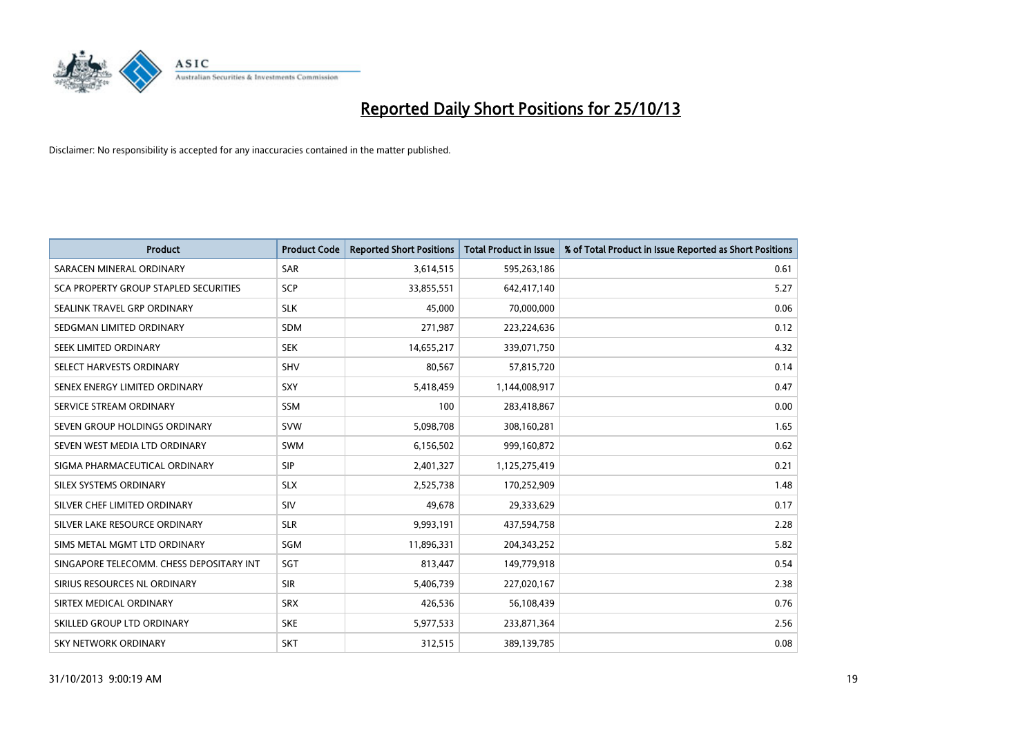# Reported Daily Short Positions for 25/10/13

Disclaimer: No responsibility is accepted for any inaccuracies contained in the matter published.

| Product | Product Code | Reported Short Positions | Total Product in Issue | % of Total Product in Issue Reported as Short Positions |
|---|---|---|---|---|
| SARACEN MINERAL ORDINARY | SAR | 3,614,515 | 595,263,186 | 0.61 |
| SCA PROPERTY GROUP STAPLED SECURITIES | SCP | 33,855,551 | 642,417,140 | 5.27 |
| SEALINK TRAVEL GRP ORDINARY | SLK | 45,000 | 70,000,000 | 0.06 |
| SEDGMAN LIMITED ORDINARY | SDM | 271,987 | 223,224,636 | 0.12 |
| SEEK LIMITED ORDINARY | SEK | 14,655,217 | 339,071,750 | 4.32 |
| SELECT HARVESTS ORDINARY | SHV | 80,567 | 57,815,720 | 0.14 |
| SENEX ENERGY LIMITED ORDINARY | SXY | 5,418,459 | 1,144,008,917 | 0.47 |
| SERVICE STREAM ORDINARY | SSM | 100 | 283,418,867 | 0.00 |
| SEVEN GROUP HOLDINGS ORDINARY | SVW | 5,098,708 | 308,160,281 | 1.65 |
| SEVEN WEST MEDIA LTD ORDINARY | SWM | 6,156,502 | 999,160,872 | 0.62 |
| SIGMA PHARMACEUTICAL ORDINARY | SIP | 2,401,327 | 1,125,275,419 | 0.21 |
| SILEX SYSTEMS ORDINARY | SLX | 2,525,738 | 170,252,909 | 1.48 |
| SILVER CHEF LIMITED ORDINARY | SIV | 49,678 | 29,333,629 | 0.17 |
| SILVER LAKE RESOURCE ORDINARY | SLR | 9,993,191 | 437,594,758 | 2.28 |
| SIMS METAL MGMT LTD ORDINARY | SGM | 11,896,331 | 204,343,252 | 5.82 |
| SINGAPORE TELECOMM. CHESS DEPOSITARY INT | SGT | 813,447 | 149,779,918 | 0.54 |
| SIRIUS RESOURCES NL ORDINARY | SIR | 5,406,739 | 227,020,167 | 2.38 |
| SIRTEX MEDICAL ORDINARY | SRX | 426,536 | 56,108,439 | 0.76 |
| SKILLED GROUP LTD ORDINARY | SKE | 5,977,533 | 233,871,364 | 2.56 |
| SKY NETWORK ORDINARY | SKT | 312,515 | 389,139,785 | 0.08 |

31/10/2013 9:00:19 AM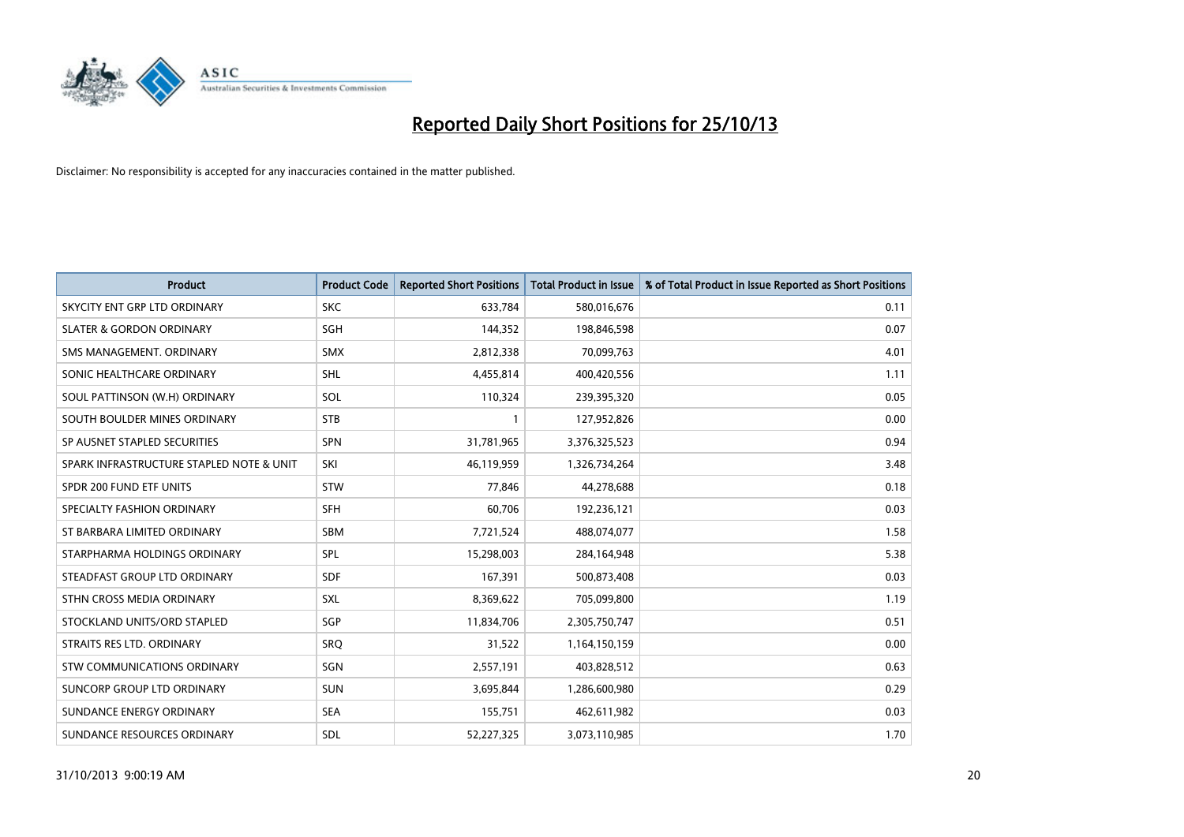# Reported Daily Short Positions for 25/10/13

Disclaimer: No responsibility is accepted for any inaccuracies contained in the matter published.

| Product | Product Code | Reported Short Positions | Total Product in Issue | % of Total Product in Issue Reported as Short Positions |
|---|---|---|---|---|
| SKYCITY ENT GRP LTD ORDINARY | SKC | 633,784 | 580,016,676 | 0.11 |
| SLATER & GORDON ORDINARY | SGH | 144,352 | 198,846,598 | 0.07 |
| SMS MANAGEMENT. ORDINARY | SMX | 2,812,338 | 70,099,763 | 4.01 |
| SONIC HEALTHCARE ORDINARY | SHL | 4,455,814 | 400,420,556 | 1.11 |
| SOUL PATTINSON (W.H) ORDINARY | SOL | 110,324 | 239,395,320 | 0.05 |
| SOUTH BOULDER MINES ORDINARY | STB | 1 | 127,952,826 | 0.00 |
| SP AUSNET STAPLED SECURITIES | SPN | 31,781,965 | 3,376,325,523 | 0.94 |
| SPARK INFRASTRUCTURE STAPLED NOTE & UNIT | SKI | 46,119,959 | 1,326,734,264 | 3.48 |
| SPDR 200 FUND ETF UNITS | STW | 77,846 | 44,278,688 | 0.18 |
| SPECIALTY FASHION ORDINARY | SFH | 60,706 | 192,236,121 | 0.03 |
| ST BARBARA LIMITED ORDINARY | SBM | 7,721,524 | 488,074,077 | 1.58 |
| STARPHARMA HOLDINGS ORDINARY | SPL | 15,298,003 | 284,164,948 | 5.38 |
| STEADFAST GROUP LTD ORDINARY | SDF | 167,391 | 500,873,408 | 0.03 |
| STHN CROSS MEDIA ORDINARY | SXL | 8,369,622 | 705,099,800 | 1.19 |
| STOCKLAND UNITS/ORD STAPLED | SGP | 11,834,706 | 2,305,750,747 | 0.51 |
| STRAITS RES LTD. ORDINARY | SRQ | 31,522 | 1,164,150,159 | 0.00 |
| STW COMMUNICATIONS ORDINARY | SGN | 2,557,191 | 403,828,512 | 0.63 |
| SUNCORP GROUP LTD ORDINARY | SUN | 3,695,844 | 1,286,600,980 | 0.29 |
| SUNDANCE ENERGY ORDINARY | SEA | 155,751 | 462,611,982 | 0.03 |
| SUNDANCE RESOURCES ORDINARY | SDL | 52,227,325 | 3,073,110,985 | 1.70 |

31/10/2013 9:00:19 AM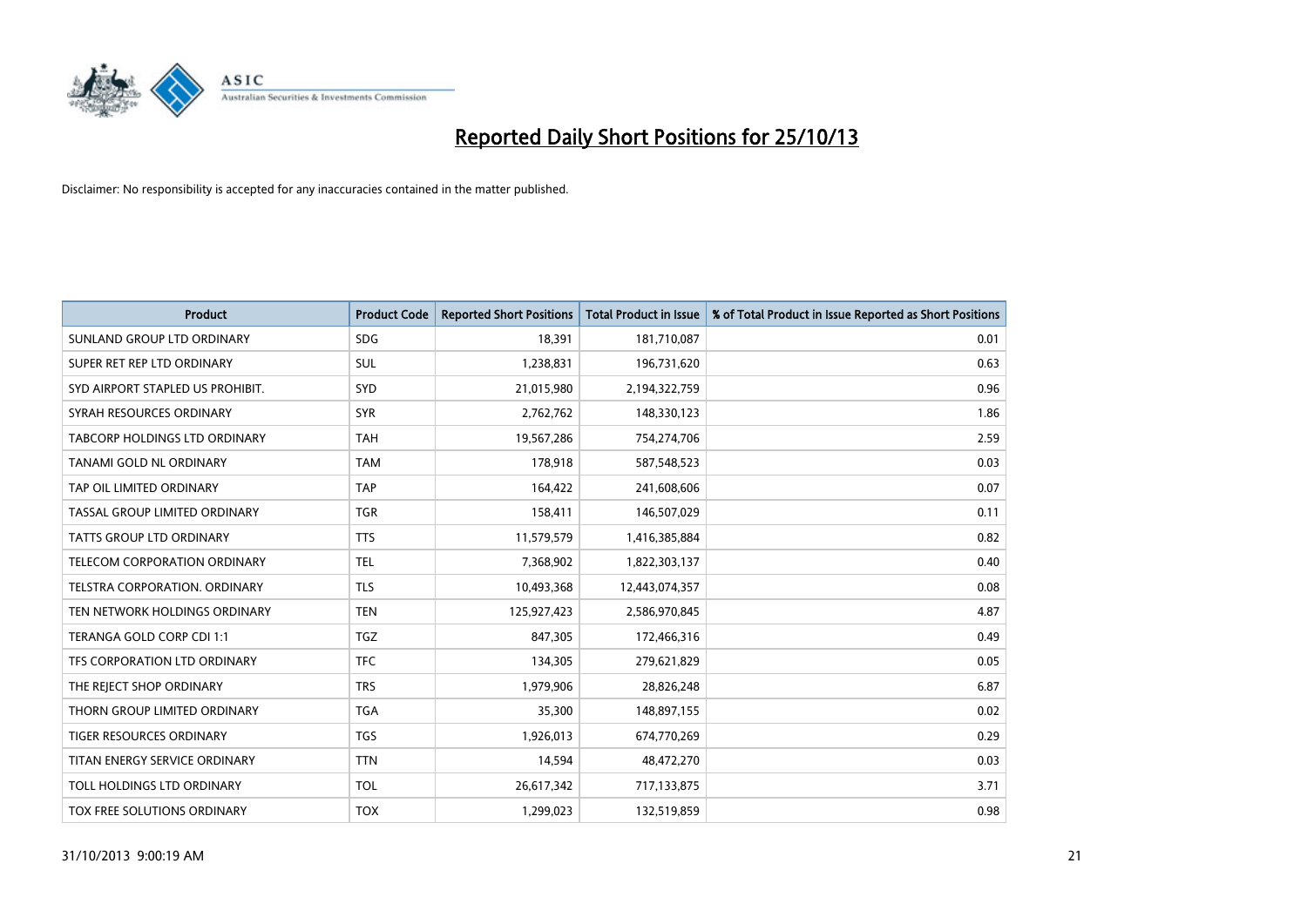# Reported Daily Short Positions for 25/10/13

Disclaimer: No responsibility is accepted for any inaccuracies contained in the matter published.

| Product | Product Code | Reported Short Positions | Total Product in Issue | % of Total Product in Issue Reported as Short Positions |
|---|---|---|---|---|
| SUNLAND GROUP LTD ORDINARY | SDG | 18,391 | 181,710,087 | 0.01 |
| SUPER RET REP LTD ORDINARY | SUL | 1,238,831 | 196,731,620 | 0.63 |
| SYD AIRPORT STAPLED US PROHIBIT. | SYD | 21,015,980 | 2,194,322,759 | 0.96 |
| SYRAH RESOURCES ORDINARY | SYR | 2,762,762 | 148,330,123 | 1.86 |
| TABCORP HOLDINGS LTD ORDINARY | TAH | 19,567,286 | 754,274,706 | 2.59 |
| TANAMI GOLD NL ORDINARY | TAM | 178,918 | 587,548,523 | 0.03 |
| TAP OIL LIMITED ORDINARY | TAP | 164,422 | 241,608,606 | 0.07 |
| TASSAL GROUP LIMITED ORDINARY | TGR | 158,411 | 146,507,029 | 0.11 |
| TATTS GROUP LTD ORDINARY | TTS | 11,579,579 | 1,416,385,884 | 0.82 |
| TELECOM CORPORATION ORDINARY | TEL | 7,368,902 | 1,822,303,137 | 0.40 |
| TELSTRA CORPORATION. ORDINARY | TLS | 10,493,368 | 12,443,074,357 | 0.08 |
| TEN NETWORK HOLDINGS ORDINARY | TEN | 125,927,423 | 2,586,970,845 | 4.87 |
| TERANGA GOLD CORP CDI 1:1 | TGZ | 847,305 | 172,466,316 | 0.49 |
| TFS CORPORATION LTD ORDINARY | TFC | 134,305 | 279,621,829 | 0.05 |
| THE REJECT SHOP ORDINARY | TRS | 1,979,906 | 28,826,248 | 6.87 |
| THORN GROUP LIMITED ORDINARY | TGA | 35,300 | 148,897,155 | 0.02 |
| TIGER RESOURCES ORDINARY | TGS | 1,926,013 | 674,770,269 | 0.29 |
| TITAN ENERGY SERVICE ORDINARY | TTN | 14,594 | 48,472,270 | 0.03 |
| TOLL HOLDINGS LTD ORDINARY | TOL | 26,617,342 | 717,133,875 | 3.71 |
| TOX FREE SOLUTIONS ORDINARY | TOX | 1,299,023 | 132,519,859 | 0.98 |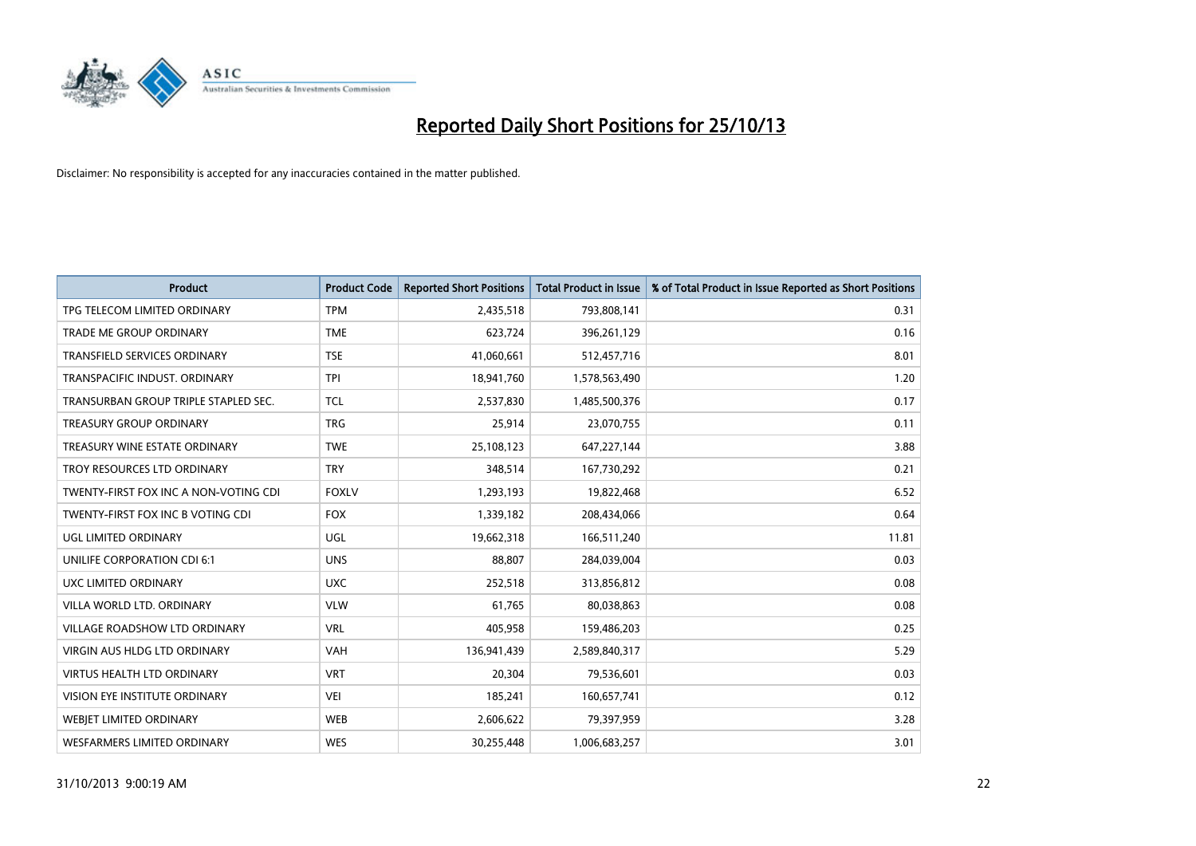# Reported Daily Short Positions for 25/10/13

Disclaimer: No responsibility is accepted for any inaccuracies contained in the matter published.

| Product | Product Code | Reported Short Positions | Total Product in Issue | % of Total Product in Issue Reported as Short Positions |
| --- | --- | --- | --- | --- |
| TPG TELECOM LIMITED ORDINARY | TPM | 2,435,518 | 793,808,141 | 0.31 |
| TRADE ME GROUP ORDINARY | TME | 623,724 | 396,261,129 | 0.16 |
| TRANSFIELD SERVICES ORDINARY | TSE | 41,060,661 | 512,457,716 | 8.01 |
| TRANSPACIFIC INDUST. ORDINARY | TPI | 18,941,760 | 1,578,563,490 | 1.20 |
| TRANSURBAN GROUP TRIPLE STAPLED SEC. | TCL | 2,537,830 | 1,485,500,376 | 0.17 |
| TREASURY GROUP ORDINARY | TRG | 25,914 | 23,070,755 | 0.11 |
| TREASURY WINE ESTATE ORDINARY | TWE | 25,108,123 | 647,227,144 | 3.88 |
| TROY RESOURCES LTD ORDINARY | TRY | 348,514 | 167,730,292 | 0.21 |
| TWENTY-FIRST FOX INC A NON-VOTING CDI | FOXLV | 1,293,193 | 19,822,468 | 6.52 |
| TWENTY-FIRST FOX INC B VOTING CDI | FOX | 1,339,182 | 208,434,066 | 0.64 |
| UGL LIMITED ORDINARY | UGL | 19,662,318 | 166,511,240 | 11.81 |
| UNILIFE CORPORATION CDI 6:1 | UNS | 88,807 | 284,039,004 | 0.03 |
| UXC LIMITED ORDINARY | UXC | 252,518 | 313,856,812 | 0.08 |
| VILLA WORLD LTD. ORDINARY | VLW | 61,765 | 80,038,863 | 0.08 |
| VILLAGE ROADSHOW LTD ORDINARY | VRL | 405,958 | 159,486,203 | 0.25 |
| VIRGIN AUS HLDG LTD ORDINARY | VAH | 136,941,439 | 2,589,840,317 | 5.29 |
| VIRTUS HEALTH LTD ORDINARY | VRT | 20,304 | 79,536,601 | 0.03 |
| VISION EYE INSTITUTE ORDINARY | VEI | 185,241 | 160,657,741 | 0.12 |
| WEBJET LIMITED ORDINARY | WEB | 2,606,622 | 79,397,959 | 3.28 |
| WESFARMERS LIMITED ORDINARY | WES | 30,255,448 | 1,006,683,257 | 3.01 |

31/10/2013 9:00:19 AM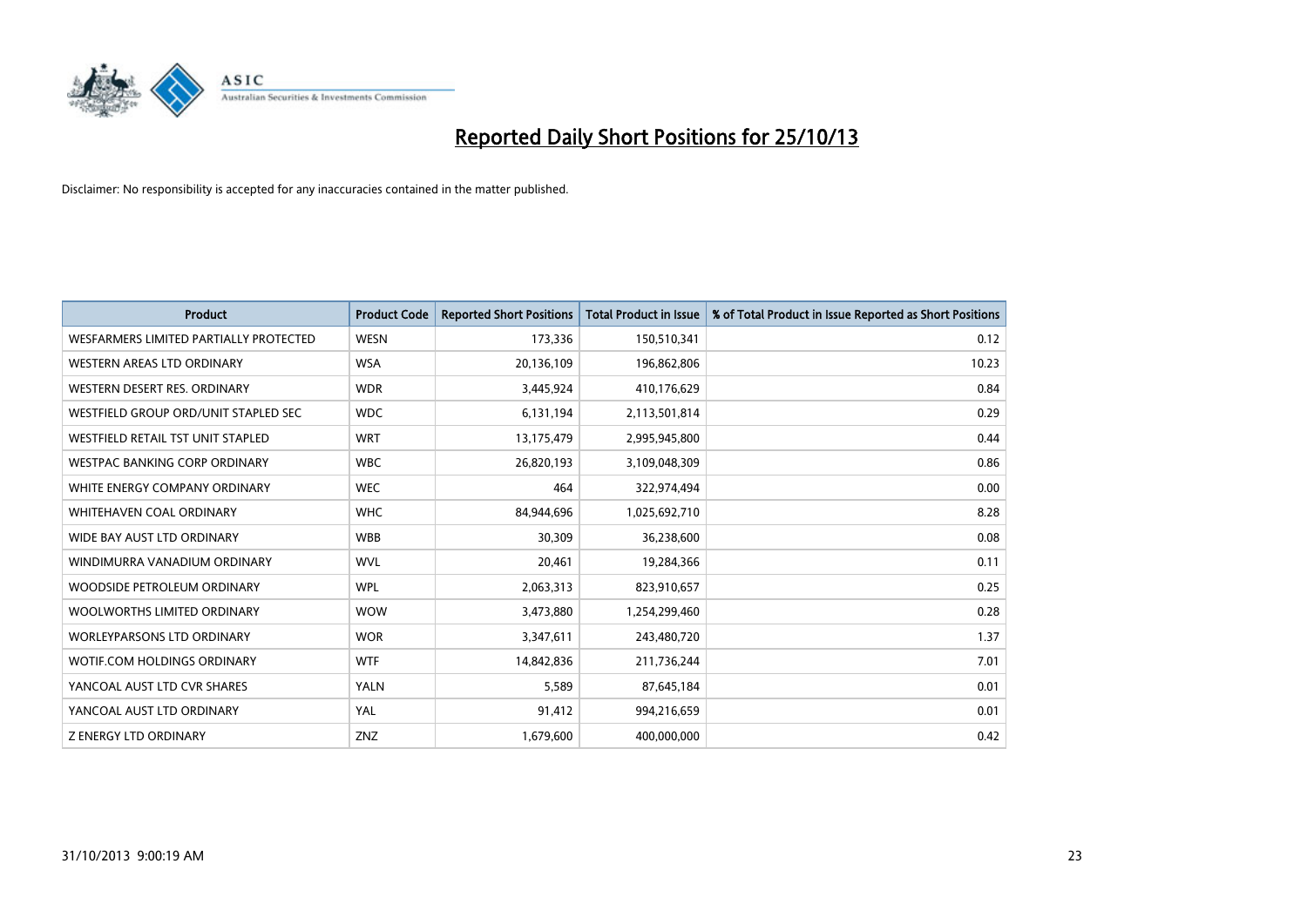# Reported Daily Short Positions for 25/10/13

Disclaimer: No responsibility is accepted for any inaccuracies contained in the matter published.

| Product | Product Code | Reported Short Positions | Total Product in Issue | % of Total Product in Issue Reported as Short Positions |
|---|---|---|---|---|
| WESFARMERS LIMITED PARTIALLY PROTECTED | WESN | 173,336 | 150,510,341 | 0.12 |
| WESTERN AREAS LTD ORDINARY | WSA | 20,136,109 | 196,862,806 | 10.23 |
| WESTERN DESERT RES. ORDINARY | WDR | 3,445,924 | 410,176,629 | 0.84 |
| WESTFIELD GROUP ORD/UNIT STAPLED SEC | WDC | 6,131,194 | 2,113,501,814 | 0.29 |
| WESTFIELD RETAIL TST UNIT STAPLED | WRT | 13,175,479 | 2,995,945,800 | 0.44 |
| WESTPAC BANKING CORP ORDINARY | WBC | 26,820,193 | 3,109,048,309 | 0.86 |
| WHITE ENERGY COMPANY ORDINARY | WEC | 464 | 322,974,494 | 0.00 |
| WHITEHAVEN COAL ORDINARY | WHC | 84,944,696 | 1,025,692,710 | 8.28 |
| WIDE BAY AUST LTD ORDINARY | WBB | 30,309 | 36,238,600 | 0.08 |
| WINDIMURRA VANADIUM ORDINARY | WVL | 20,461 | 19,284,366 | 0.11 |
| WOODSIDE PETROLEUM ORDINARY | WPL | 2,063,313 | 823,910,657 | 0.25 |
| WOOLWORTHS LIMITED ORDINARY | WOW | 3,473,880 | 1,254,299,460 | 0.28 |
| WORLEYPARSONS LTD ORDINARY | WOR | 3,347,611 | 243,480,720 | 1.37 |
| WOTIF.COM HOLDINGS ORDINARY | WTF | 14,842,836 | 211,736,244 | 7.01 |
| YANCOAL AUST LTD CVR SHARES | YALN | 5,589 | 87,645,184 | 0.01 |
| YANCOAL AUST LTD ORDINARY | YAL | 91,412 | 994,216,659 | 0.01 |
| Z ENERGY LTD ORDINARY | ZNZ | 1,679,600 | 400,000,000 | 0.42 |

31/10/2013 9:00:19 AM